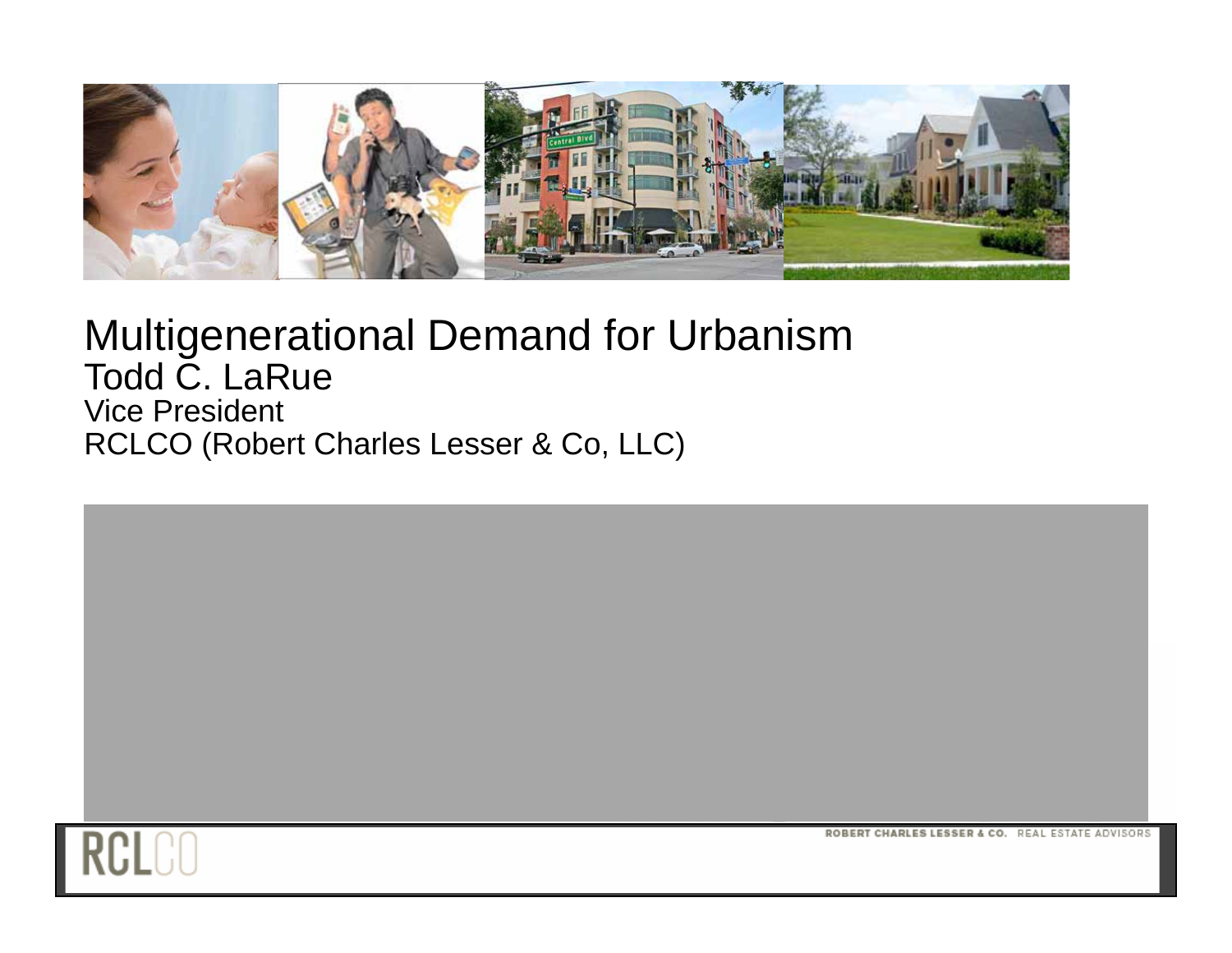# Multigenerational Demand for Urbanism

Todd C. LaRue

Vice President

RCLCO (Robert Charles Lesser & Co, LLC)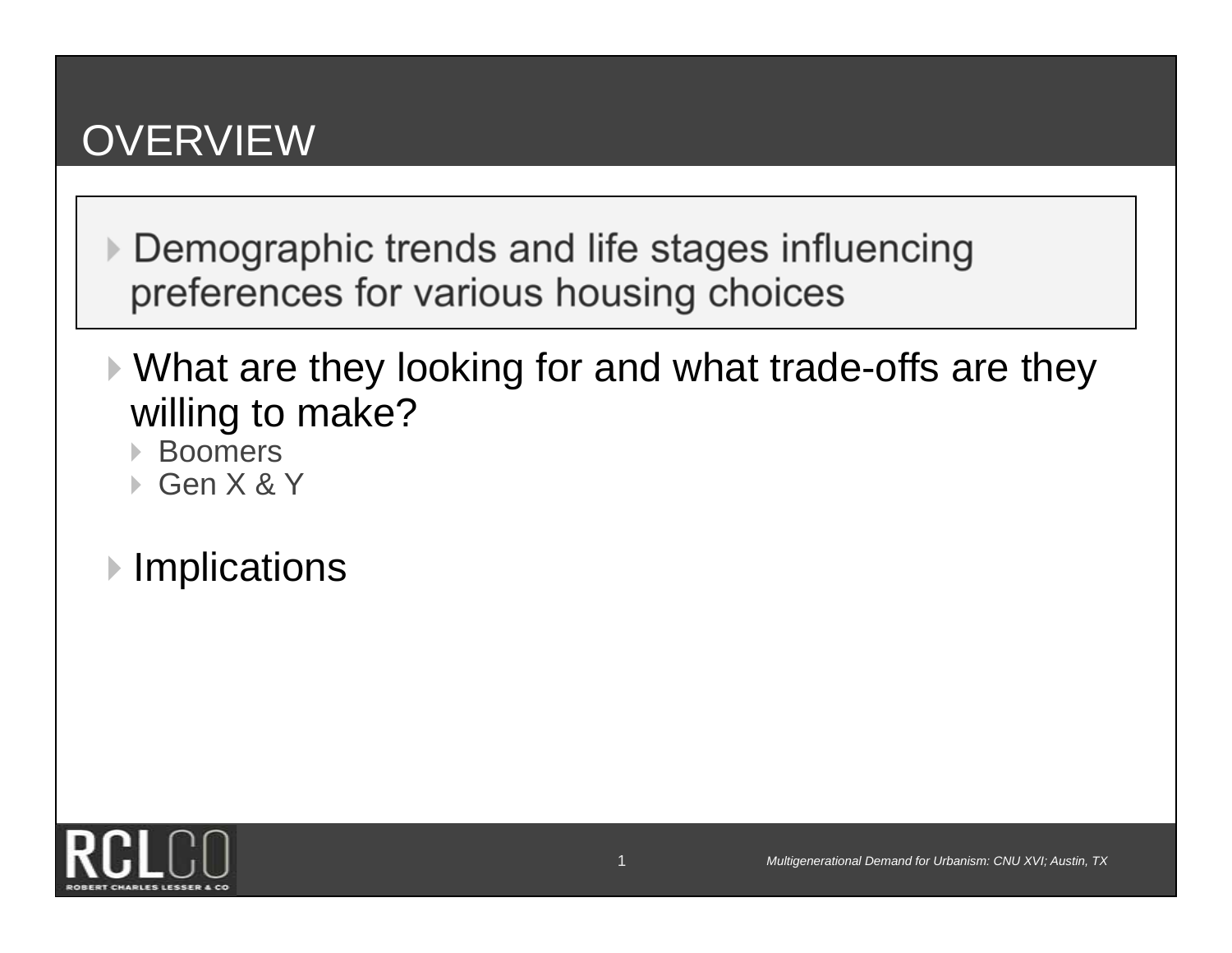# OVERVIEW

- Demographic trends and life stages influencing preferences for various housing choices

- What are they looking for and what trade-offs are they willing to make?
  - Boomers
  - Gen X & Y

- Implications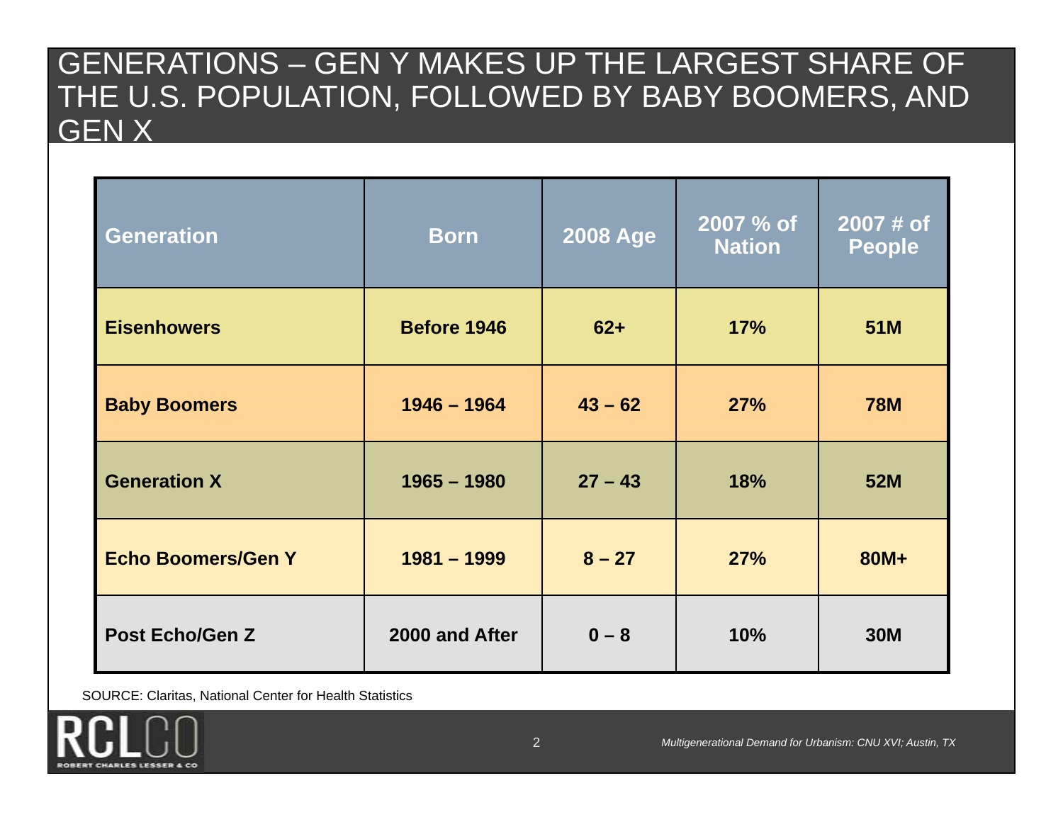# GENERATIONS – GEN Y MAKES UP THE LARGEST SHARE OF THE U.S. POPULATION, FOLLOWED BY BABY BOOMERS, AND GEN X

| Generation | Born | 2008 Age | 2007 % of Nation | 2007 # of People |
|---|---|---|---|---|
| **Eisenhowers** | **Before 1946** | **62+** | **17%** | **51M** |
| **Baby Boomers** | **1946 – 1964** | **43 – 62** | **27%** | **78M** |
| **Generation X** | **1965 – 1980** | **27 – 43** | **18%** | **52M** |
| **Echo Boomers/Gen Y** | **1981 – 1999** | **8 – 27** | **27%** | **80M+** |
| **Post Echo/Gen Z** | **2000 and After** | **0 – 8** | **10%** | **30M** |

SOURCE: Claritas, National Center for Health Statistics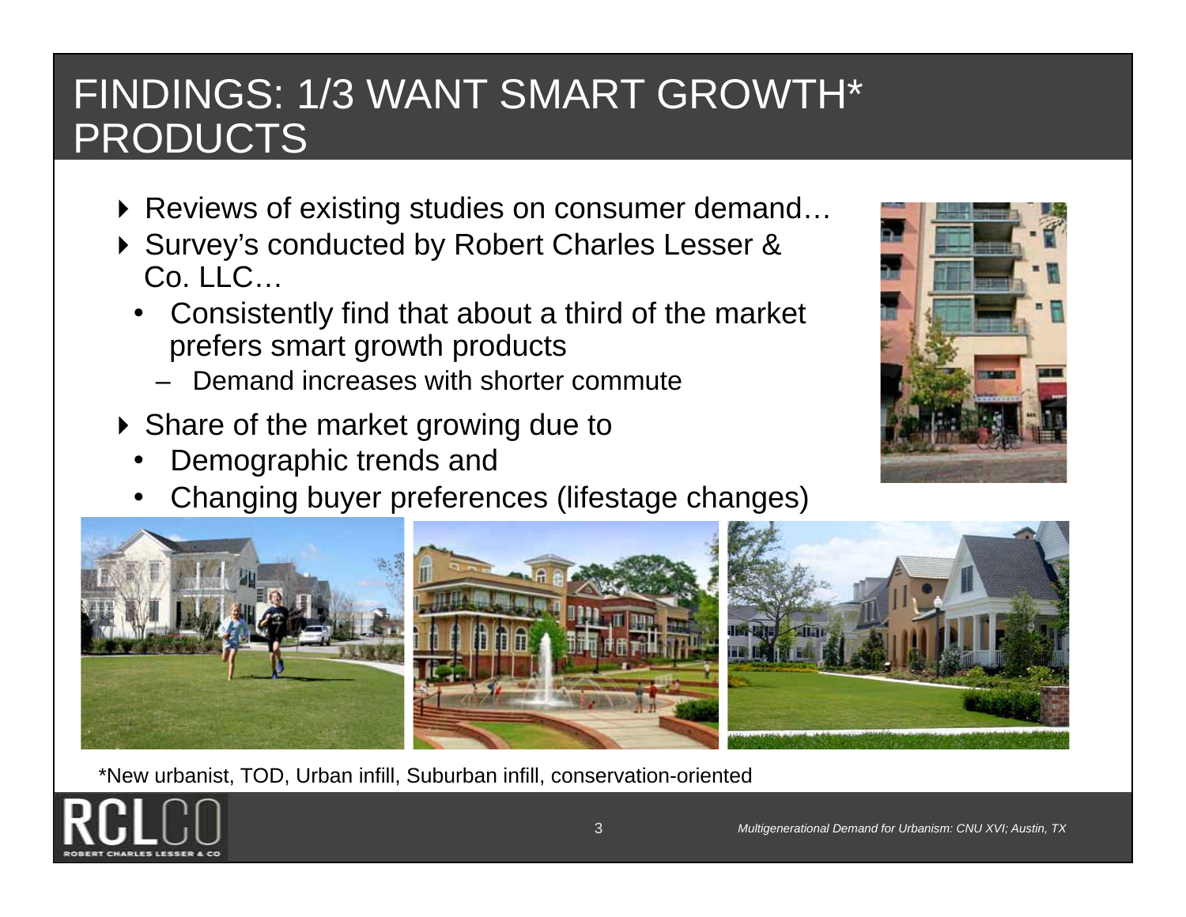# FINDINGS: 1/3 WANT SMART GROWTH* PRODUCTS

- Reviews of existing studies on consumer demand…
- Survey's conducted by Robert Charles Lesser & Co. LLC…
  - Consistently find that about a third of the market prefers smart growth products
    - Demand increases with shorter commute
- Share of the market growing due to
  - Demographic trends and
  - Changing buyer preferences (lifestage changes)

*New urbanist, TOD, Urban infill, Suburban infill, conservation-oriented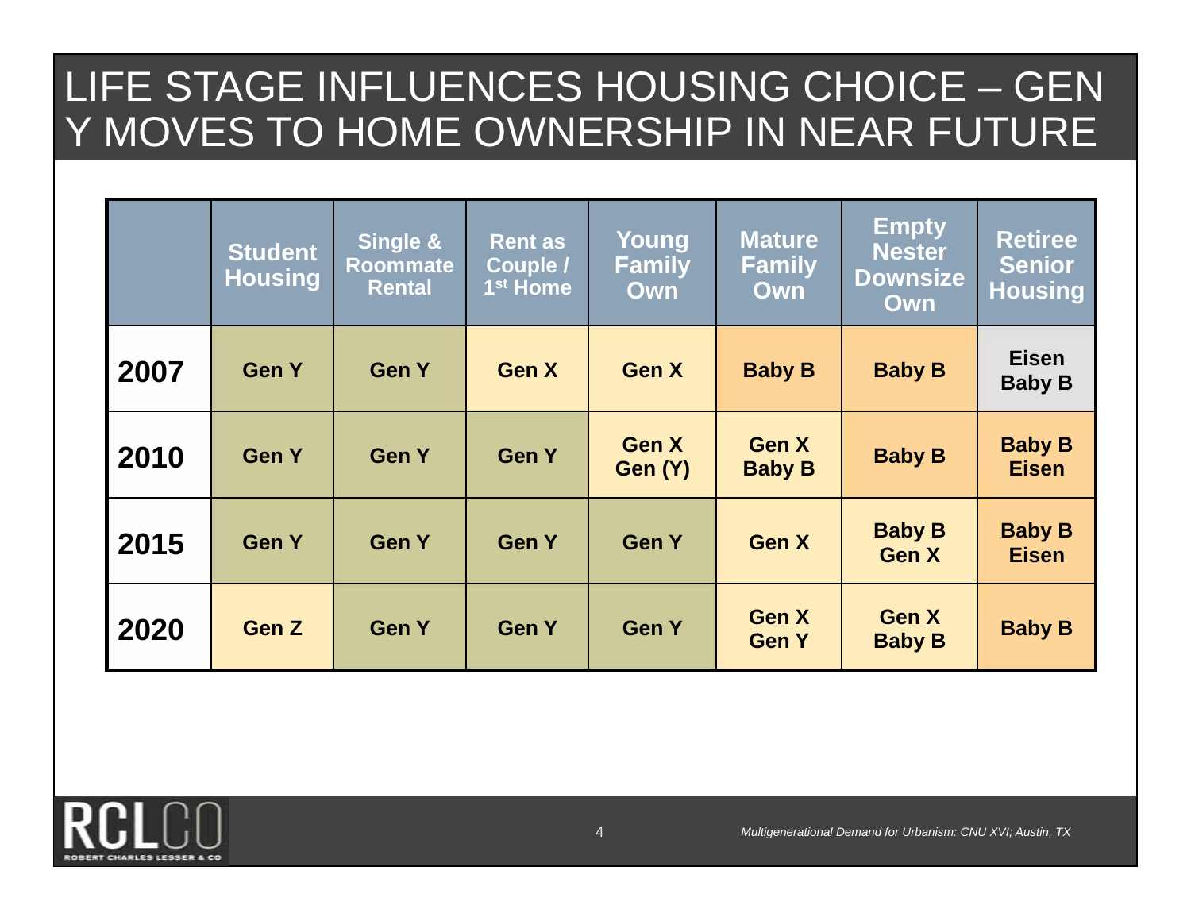# LIFE STAGE INFLUENCES HOUSING CHOICE – GEN Y MOVES TO HOME OWNERSHIP IN NEAR FUTURE

| | Student Housing | Single & Roommate Rental | Rent as Couple / 1st Home | Young Family Own | Mature Family Own | Empty Nester Downsize Own | Retiree Senior Housing |
|---|---|---|---|---|---|---|---|
| **2007** | Gen Y | Gen Y | Gen X | Gen X | Baby B | Baby B | Eisen Baby B |
| **2010** | Gen Y | Gen Y | Gen Y | Gen X Gen (Y) | Gen X Baby B | Baby B | Baby B Eisen |
| **2015** | Gen Y | Gen Y | Gen Y | Gen Y | Gen X | Baby B Gen X | Baby B Eisen |
| **2020** | Gen Z | Gen Y | Gen Y | Gen Y | Gen X Gen Y | Gen X Baby B | Baby B |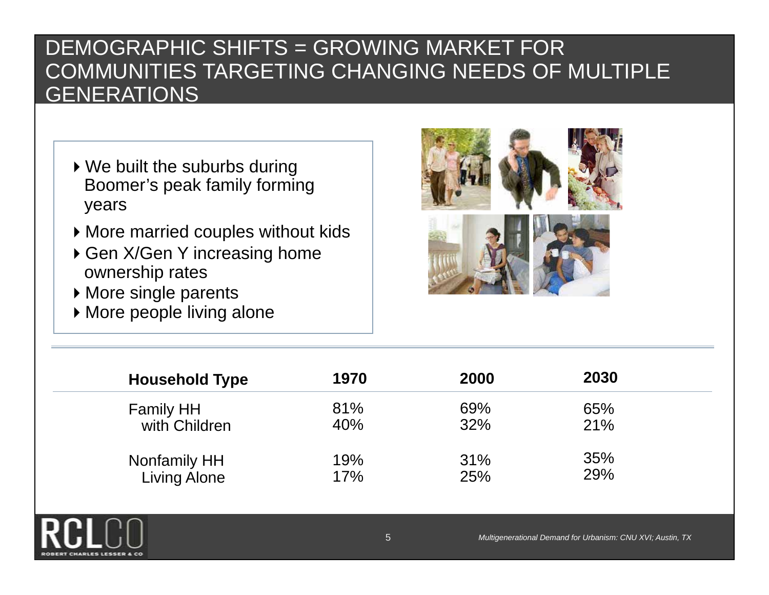# DEMOGRAPHIC SHIFTS = GROWING MARKET FOR COMMUNITIES TARGETING CHANGING NEEDS OF MULTIPLE GENERATIONS

- We built the suburbs during Boomer's peak family forming years
- More married couples without kids
- Gen X/Gen Y increasing home ownership rates
- More single parents
- More people living alone

| Household Type | 1970 | 2000 | 2030 |
|---|---|---|---|
| Family HH | 81% | 69% | 65% |
| with Children | 40% | 32% | 21% |
| Nonfamily HH | 19% | 31% | 35% |
| Living Alone | 17% | 25% | 29% |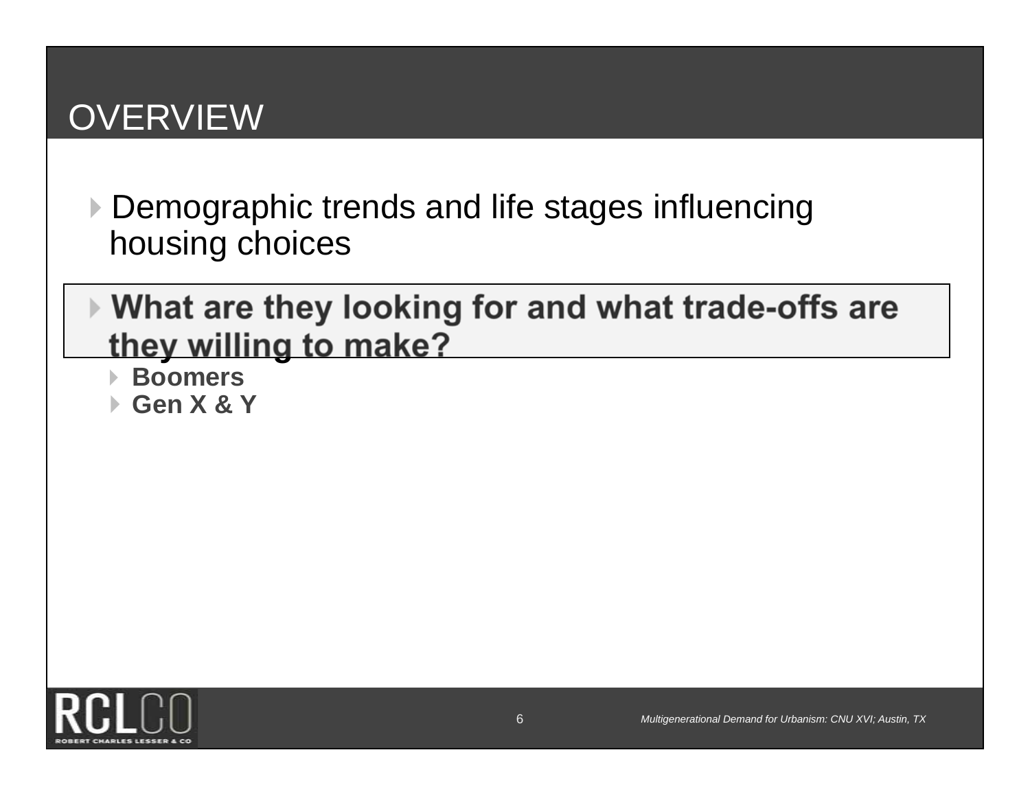# OVERVIEW

- Demographic trends and life stages influencing housing choices
- **What are they looking for and what trade-offs are they willing to make?**
  - **Boomers**
  - **Gen X & Y**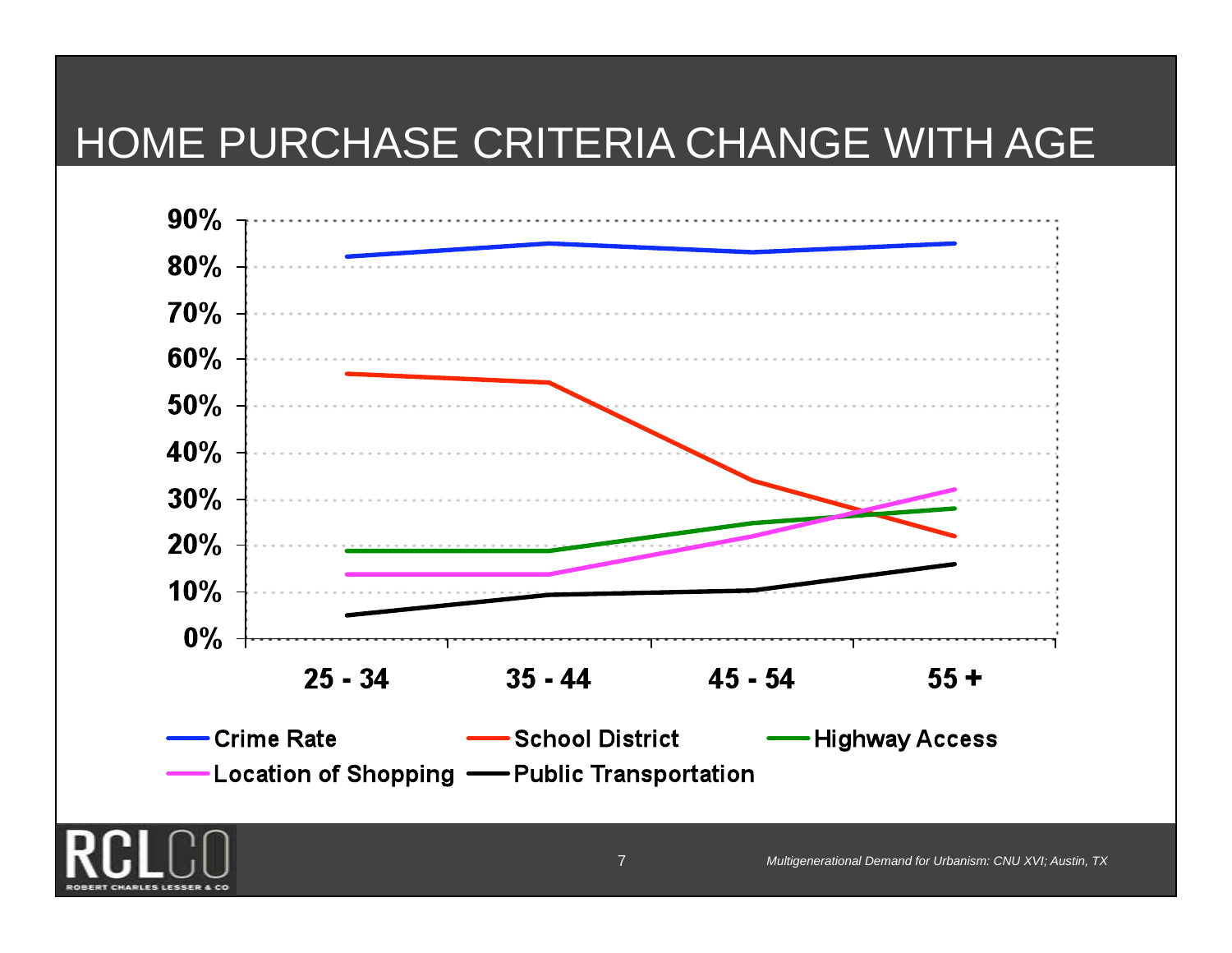# HOME PURCHASE CRITERIA CHANGE WITH AGE

90%
80%
70%
60%
50%
40%
30%
20%
10%
0%

25 - 34
35 - 44
45 - 54
55 +

Crime Rate
School District
Highway Access
Location of Shopping
Public Transportation

*Multigenerational Demand for Urbanism: CNU XVI; Austin, TX*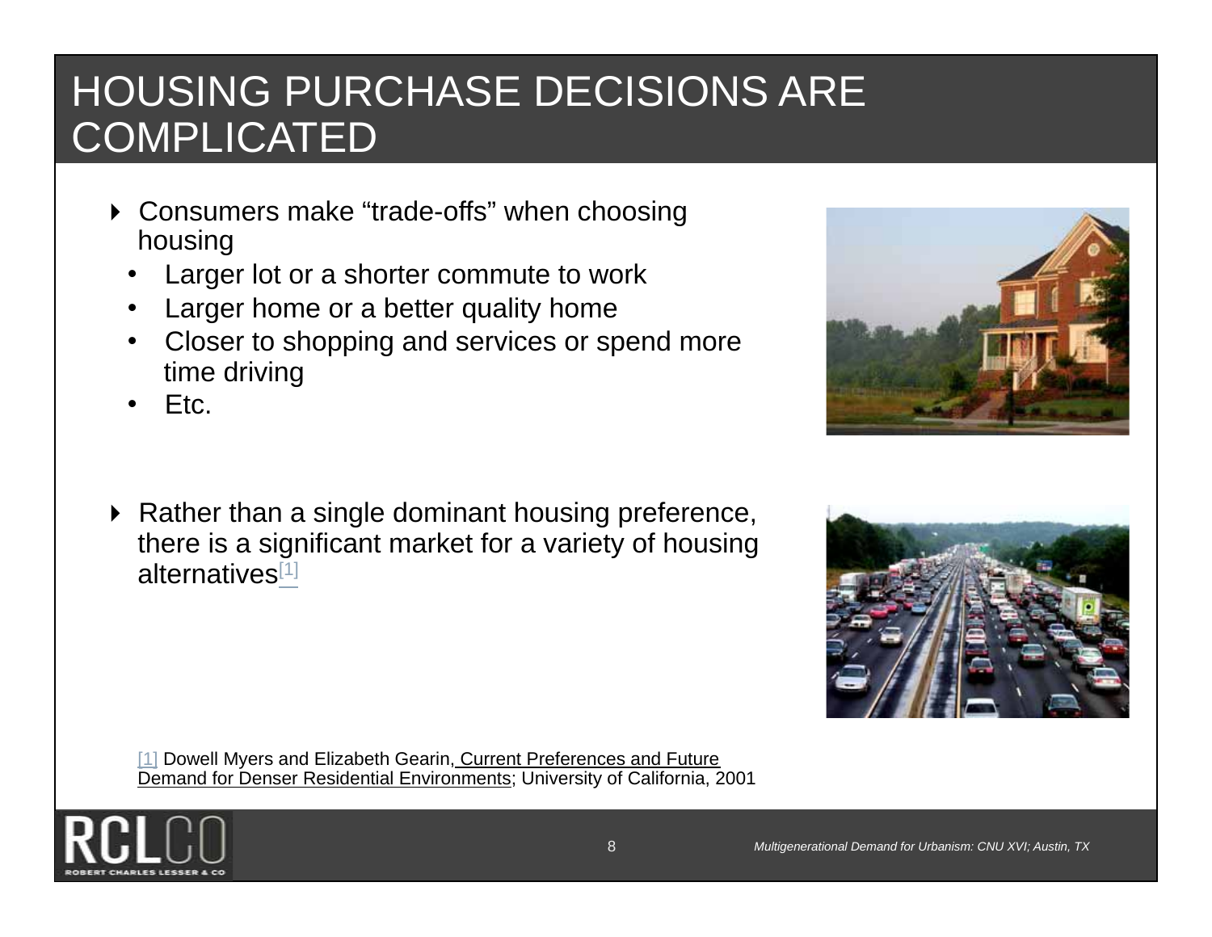# HOUSING PURCHASE DECISIONS ARE COMPLICATED

- Consumers make "trade-offs" when choosing housing
  - Larger lot or a shorter commute to work
  - Larger home or a better quality home
  - Closer to shopping and services or spend more time driving
  - Etc.

- Rather than a single dominant housing preference, there is a significant market for a variety of housing alternatives[1]

[1] Dowell Myers and Elizabeth Gearin, Current Preferences and Future Demand for Denser Residential Environments; University of California, 2001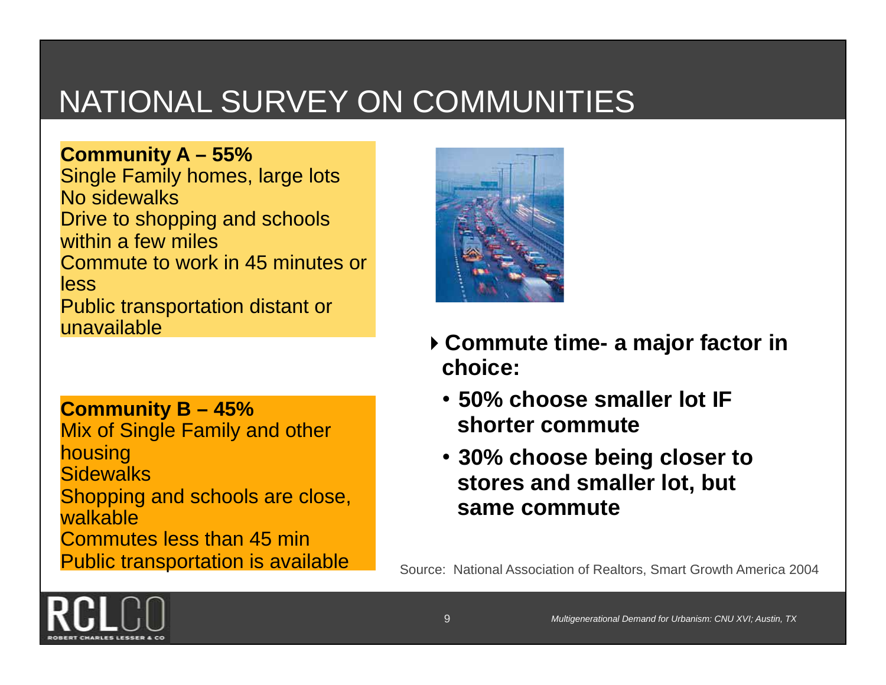# NATIONAL SURVEY ON COMMUNITIES

**Community A – 55%**
Single Family homes, large lots
No sidewalks
Drive to shopping and schools within a few miles
Commute to work in 45 minutes or less
Public transportation distant or unavailable

**Community B – 45%**
Mix of Single Family and other housing
Sidewalks
Shopping and schools are close, walkable
Commutes less than 45 min
Public transportation is available

- **Commute time- a major factor in choice:**
  - **50% choose smaller lot IF shorter commute**
  - **30% choose being closer to stores and smaller lot, but same commute**

Source: National Association of Realtors, Smart Growth America 2004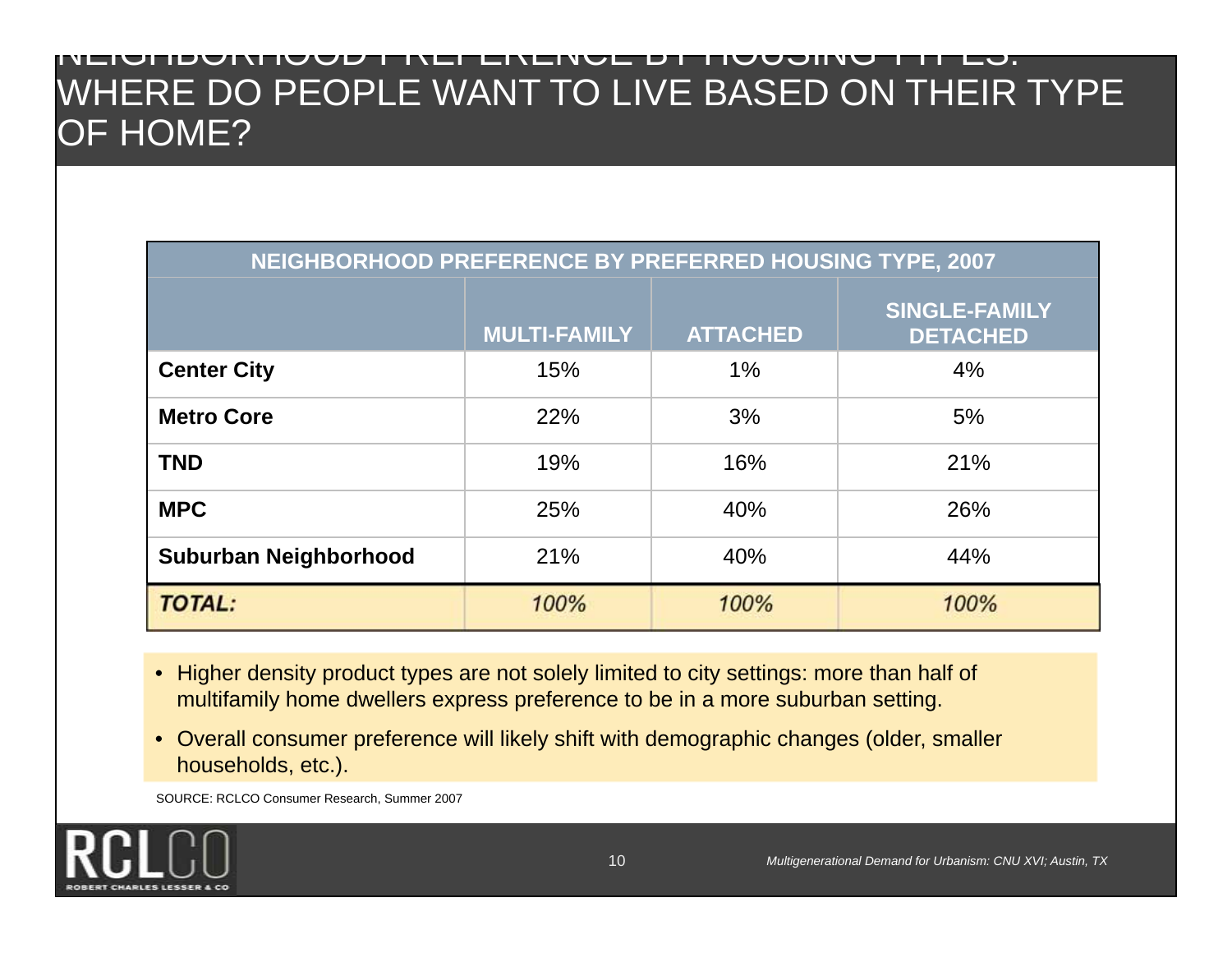# NEIGHBORHOOD PREFERENCE BY HOUSING TYPES: WHERE DO PEOPLE WANT TO LIVE BASED ON THEIR TYPE OF HOME?

| NEIGHBORHOOD PREFERENCE BY PREFERRED HOUSING TYPE, 2007 | | | |
|---|---|---|---|
| | MULTI-FAMILY | ATTACHED | SINGLE-FAMILY DETACHED |
| **Center City** | 15% | 1% | 4% |
| **Metro Core** | 22% | 3% | 5% |
| **TND** | 19% | 16% | 21% |
| **MPC** | 25% | 40% | 26% |
| **Suburban Neighborhood** | 21% | 40% | 44% |
| ***TOTAL:*** | *100%* | *100%* | *100%* |

- Higher density product types are not solely limited to city settings: more than half of multifamily home dwellers express preference to be in a more suburban setting.
- Overall consumer preference will likely shift with demographic changes (older, smaller households, etc.).

SOURCE: RCLCO Consumer Research, Summer 2007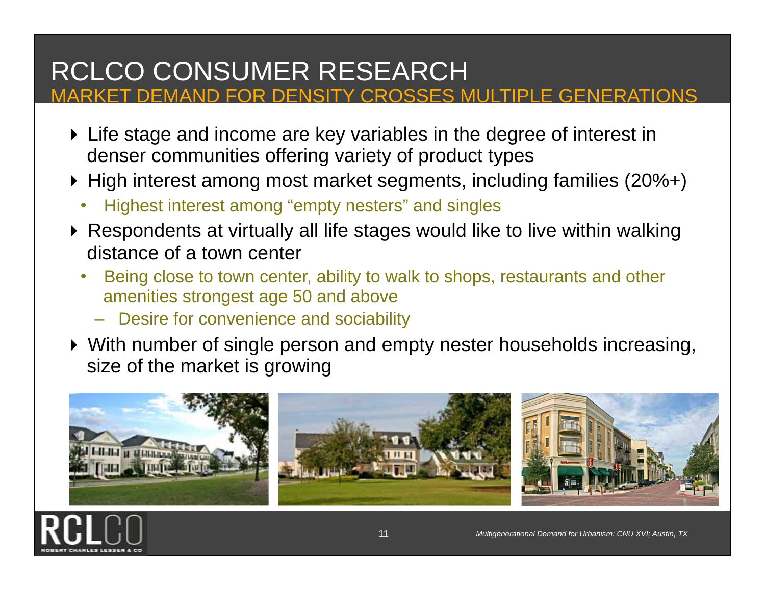# RCLCO CONSUMER RESEARCH

## MARKET DEMAND FOR DENSITY CROSSES MULTIPLE GENERATIONS

- Life stage and income are key variables in the degree of interest in denser communities offering variety of product types
- High interest among most market segments, including families (20%+)
  - Highest interest among "empty nesters" and singles
- Respondents at virtually all life stages would like to live within walking distance of a town center
  - Being close to town center, ability to walk to shops, restaurants and other amenities strongest age 50 and above
    - Desire for convenience and sociability
- With number of single person and empty nester households increasing, size of the market is growing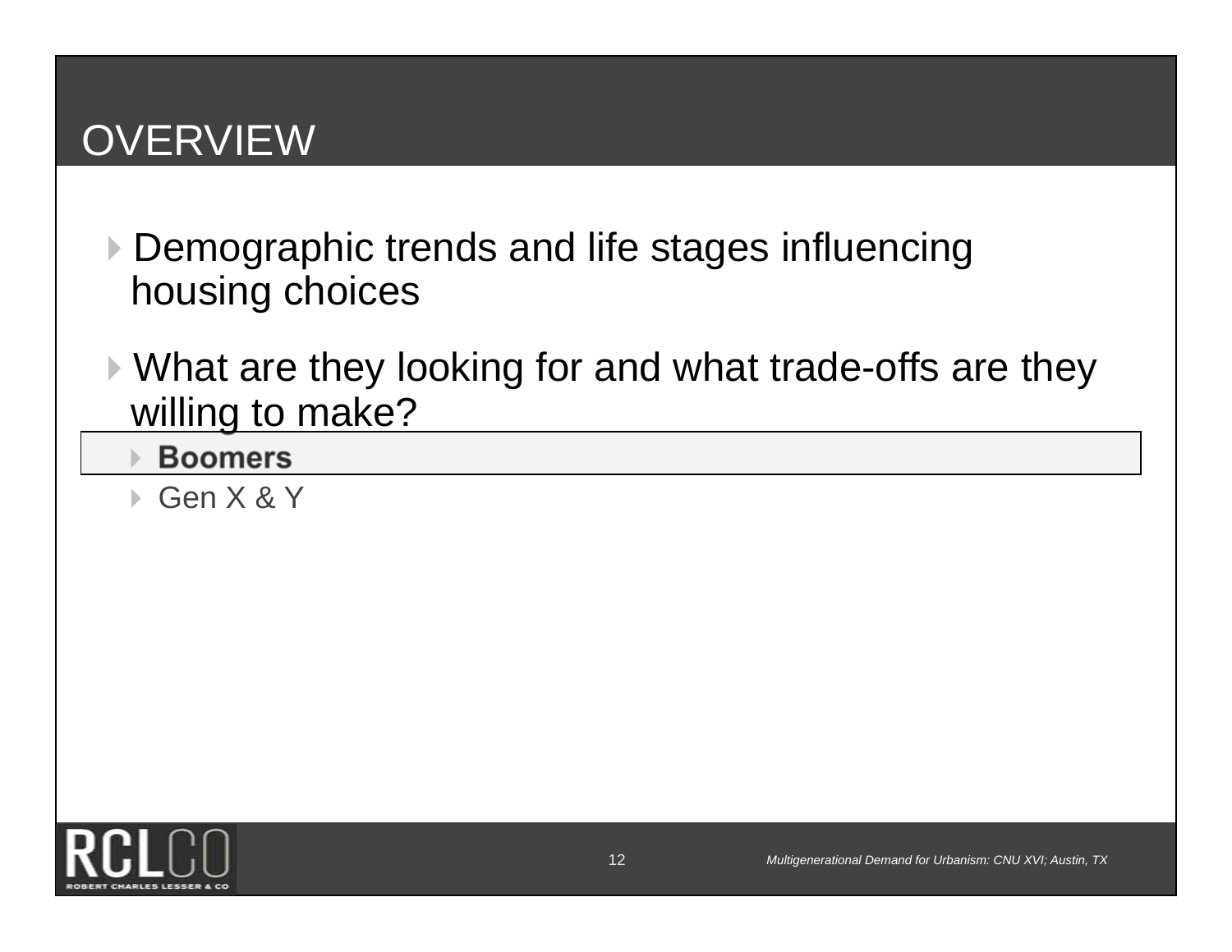# OVERVIEW

- Demographic trends and life stages influencing housing choices
- What are they looking for and what trade-offs are they willing to make?
  - **Boomers**
  - Gen X & Y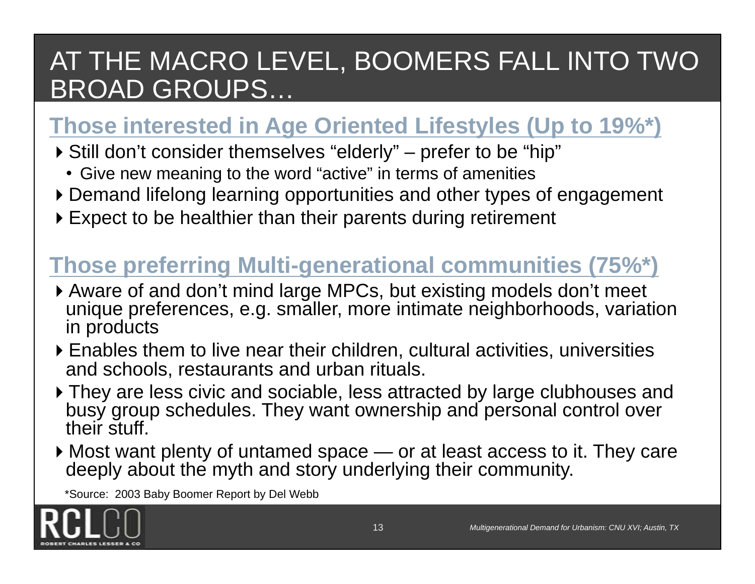# AT THE MACRO LEVEL, BOOMERS FALL INTO TWO BROAD GROUPS…

## Those interested in Age Oriented Lifestyles (Up to 19%*)

- Still don't consider themselves "elderly" – prefer to be "hip"
  - Give new meaning to the word "active" in terms of amenities
- Demand lifelong learning opportunities and other types of engagement
- Expect to be healthier than their parents during retirement

## Those preferring Multi-generational communities (75%*)

- Aware of and don't mind large MPCs, but existing models don't meet unique preferences, e.g. smaller, more intimate neighborhoods, variation in products
- Enables them to live near their children, cultural activities, universities and schools, restaurants and urban rituals.
- They are less civic and sociable, less attracted by large clubhouses and busy group schedules. They want ownership and personal control over their stuff.
- Most want plenty of untamed space — or at least access to it. They care deeply about the myth and story underlying their community.

*Source: 2003 Baby Boomer Report by Del Webb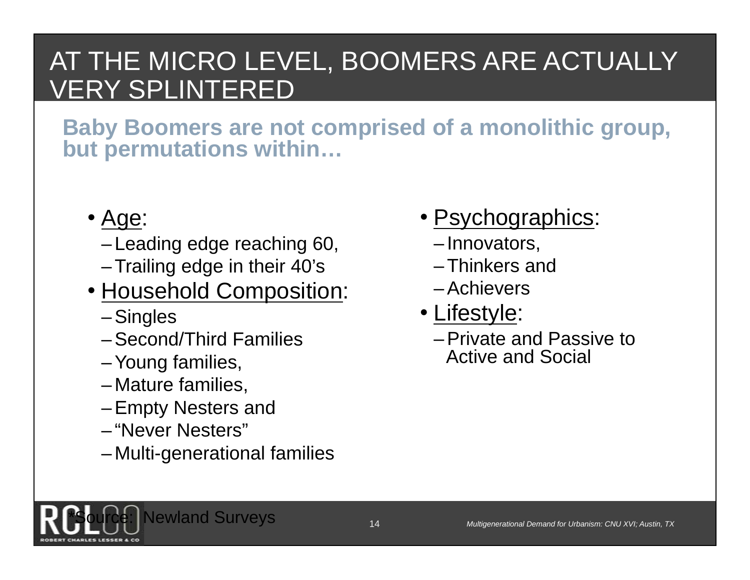# AT THE MICRO LEVEL, BOOMERS ARE ACTUALLY VERY SPLINTERED

**Baby Boomers are not comprised of a monolithic group, but permutations within…**

- Age:
  - Leading edge reaching 60,
  - Trailing edge in their 40's
- Household Composition:
  - Singles
  - Second/Third Families
  - Young families,
  - Mature families,
  - Empty Nesters and
  - "Never Nesters"
  - Multi-generational families
- Psychographics:
  - Innovators,
  - Thinkers and
  - Achievers
- Lifestyle:
  - Private and Passive to Active and Social

*Source: Newland Surveys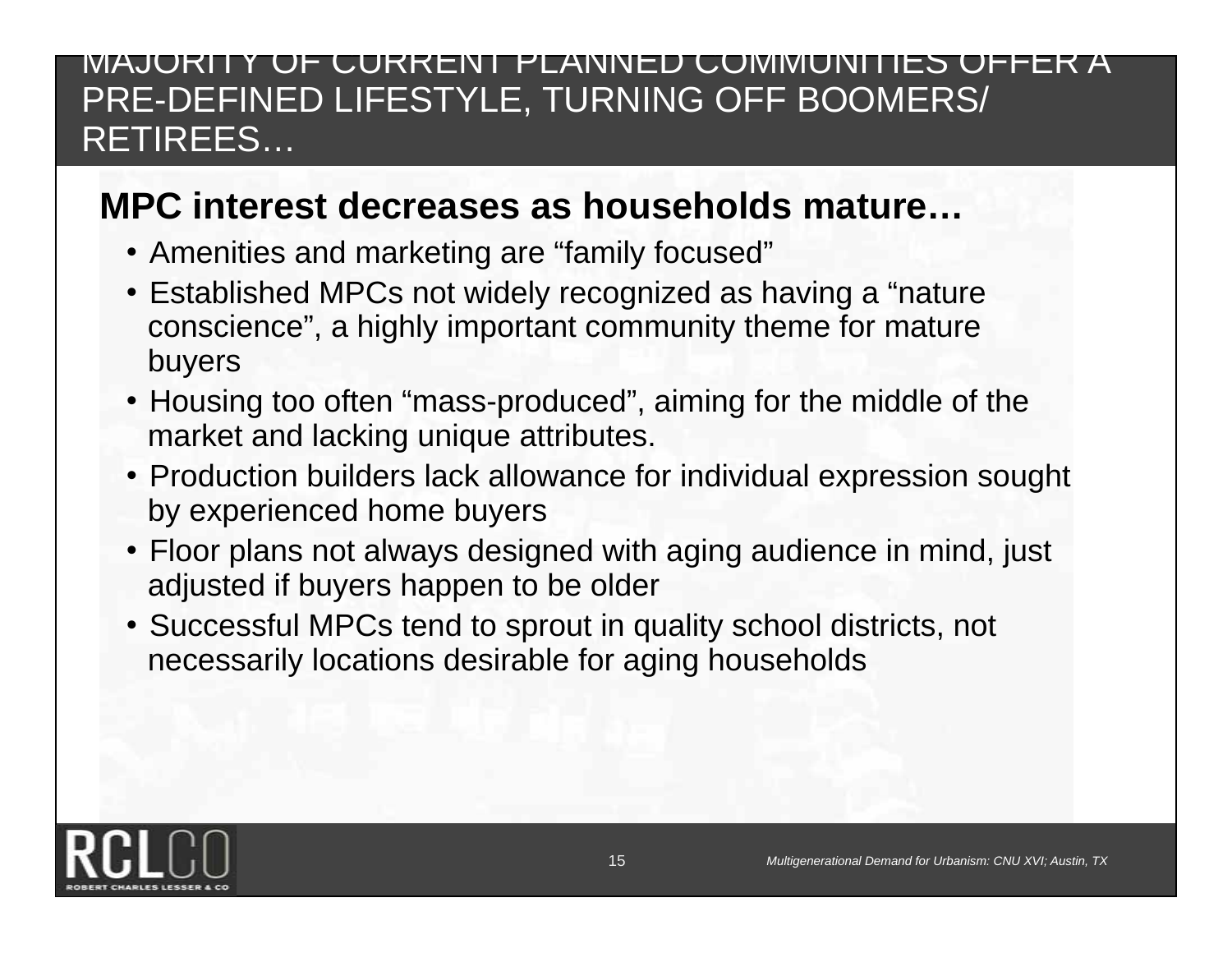# MAJORITY OF CURRENT PLANNED COMMUNITIES OFFER A PRE-DEFINED LIFESTYLE, TURNING OFF BOOMERS/ RETIREES…

## MPC interest decreases as households mature…

- Amenities and marketing are "family focused"
- Established MPCs not widely recognized as having a "nature conscience", a highly important community theme for mature buyers
- Housing too often "mass-produced", aiming for the middle of the market and lacking unique attributes.
- Production builders lack allowance for individual expression sought by experienced home buyers
- Floor plans not always designed with aging audience in mind, just adjusted if buyers happen to be older
- Successful MPCs tend to sprout in quality school districts, not necessarily locations desirable for aging households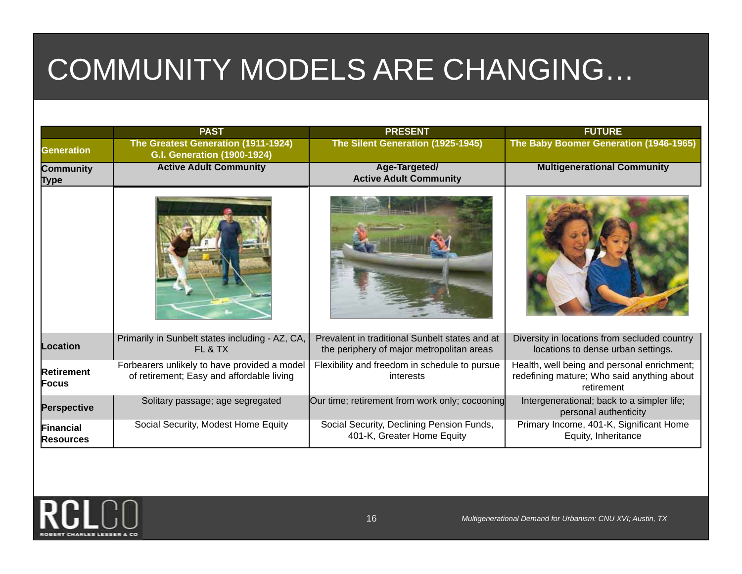# COMMUNITY MODELS ARE CHANGING…

| | PAST | PRESENT | FUTURE |
|---|---|---|---|
| Generation | The Greatest Generation (1911-1924) G.I. Generation (1900-1924) | The Silent Generation (1925-1945) | The Baby Boomer Generation (1946-1965) |
| Community Type | Active Adult Community | Age-Targeted/ Active Adult Community | Multigenerational Community |
| Location | Primarily in Sunbelt states including - AZ, CA, FL & TX | Prevalent in traditional Sunbelt states and at the periphery of major metropolitan areas | Diversity in locations from secluded country locations to dense urban settings. |
| Retirement Focus | Forbearers unlikely to have provided a model of retirement; Easy and affordable living | Flexibility and freedom in schedule to pursue interests | Health, well being and personal enrichment; redefining mature; Who said anything about retirement |
| Perspective | Solitary passage; age segregated | Our time; retirement from work only; cocooning | Intergenerational; back to a simpler life; personal authenticity |
| Financial Resources | Social Security, Modest Home Equity | Social Security, Declining Pension Funds, 401-K, Greater Home Equity | Primary Income, 401-K, Significant Home Equity, Inheritance |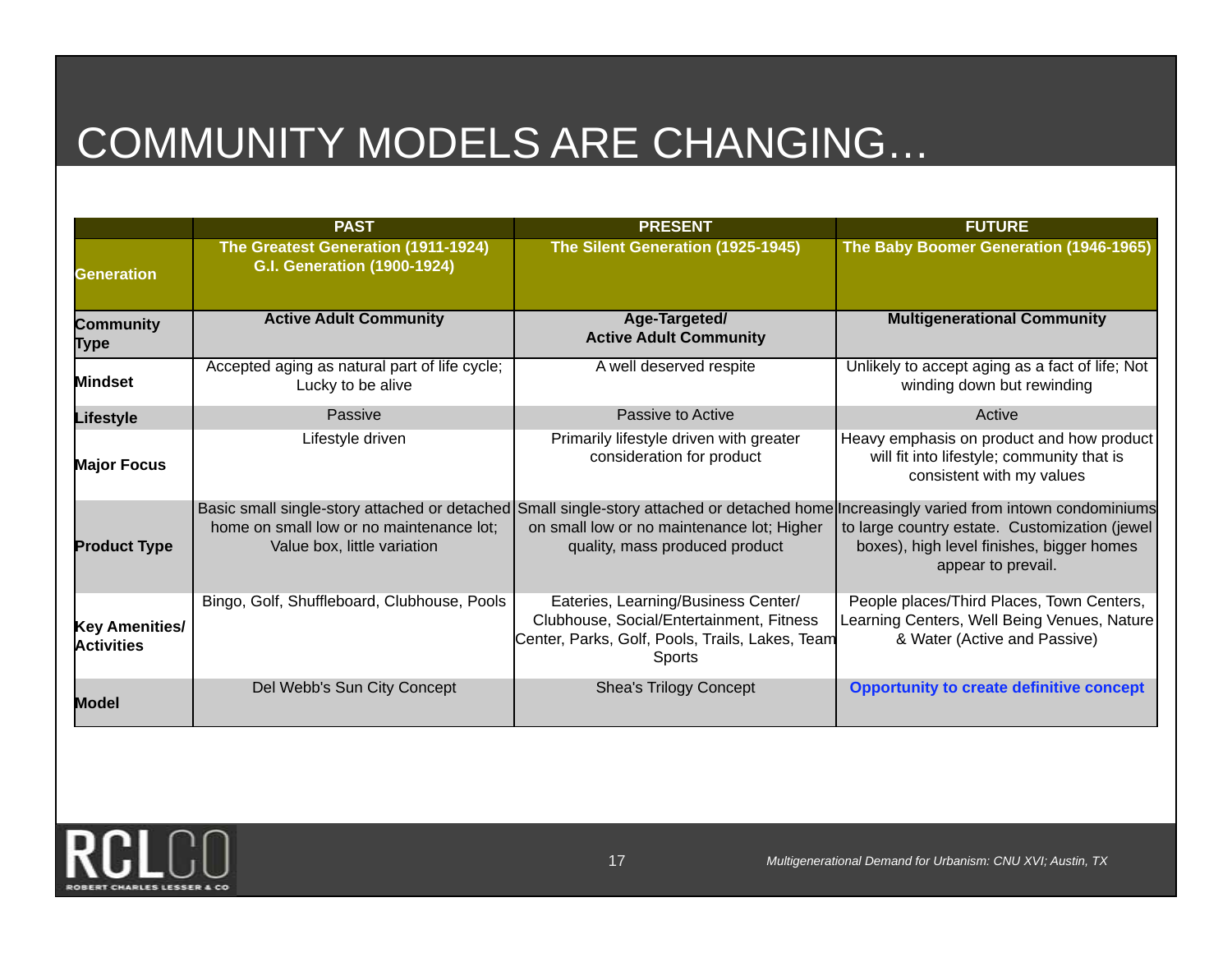# COMMUNITY MODELS ARE CHANGING…

| | PAST | PRESENT | FUTURE |
|---|---|---|---|
| **Generation** | **The Greatest Generation (1911-1924) G.I. Generation (1900-1924)** | **The Silent Generation (1925-1945)** | **The Baby Boomer Generation (1946-1965)** |
| **Community Type** | **Active Adult Community** | **Age-Targeted/ Active Adult Community** | **Multigenerational Community** |
| **Mindset** | Accepted aging as natural part of life cycle; Lucky to be alive | A well deserved respite | Unlikely to accept aging as a fact of life; Not winding down but rewinding |
| **Lifestyle** | Passive | Passive to Active | Active |
| **Major Focus** | Lifestyle driven | Primarily lifestyle driven with greater consideration for product | Heavy emphasis on product and how product will fit into lifestyle; community that is consistent with my values |
| **Product Type** | Basic small single-story attached or detached home on small low or no maintenance lot; Value box, little variation | Small single-story attached or detached home on small low or no maintenance lot; Higher quality, mass produced product | Increasingly varied from intown condominiums to large country estate. Customization (jewel boxes), high level finishes, bigger homes appear to prevail. |
| **Key Amenities/ Activities** | Bingo, Golf, Shuffleboard, Clubhouse, Pools | Eateries, Learning/Business Center/ Clubhouse, Social/Entertainment, Fitness Center, Parks, Golf, Pools, Trails, Lakes, Team Sports | People places/Third Places, Town Centers, Learning Centers, Well Being Venues, Nature & Water (Active and Passive) |
| **Model** | Del Webb's Sun City Concept | Shea's Trilogy Concept | **Opportunity to create definitive concept** |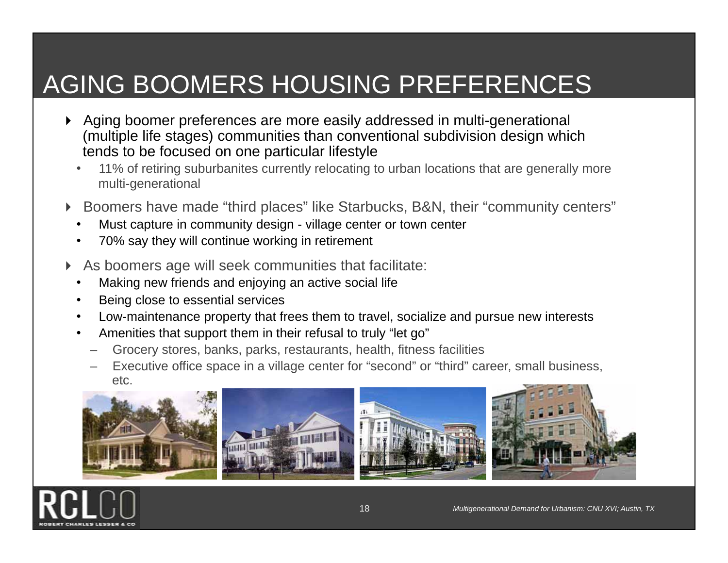# AGING BOOMERS HOUSING PREFERENCES

- Aging boomer preferences are more easily addressed in multi-generational (multiple life stages) communities than conventional subdivision design which tends to be focused on one particular lifestyle
  - 11% of retiring suburbanites currently relocating to urban locations that are generally more multi-generational
- Boomers have made "third places" like Starbucks, B&N, their "community centers"
  - Must capture in community design - village center or town center
  - 70% say they will continue working in retirement
- As boomers age will seek communities that facilitate:
  - Making new friends and enjoying an active social life
  - Being close to essential services
  - Low-maintenance property that frees them to travel, socialize and pursue new interests
  - Amenities that support them in their refusal to truly "let go"
    - Grocery stores, banks, parks, restaurants, health, fitness facilities
    - Executive office space in a village center for "second" or "third" career, small business, etc.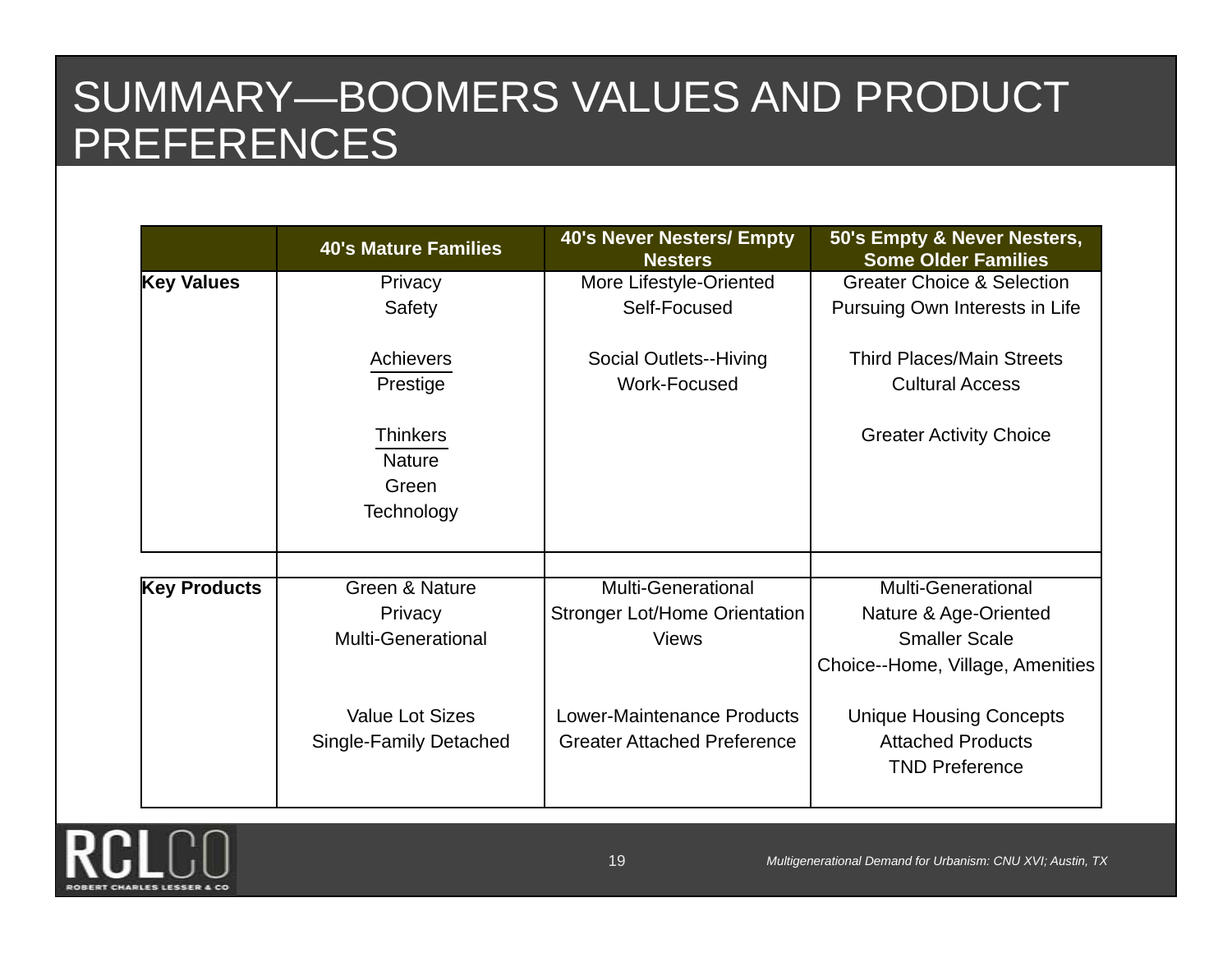# SUMMARY—BOOMERS VALUES AND PRODUCT PREFERENCES

| | 40's Mature Families | 40's Never Nesters/ Empty Nesters | 50's Empty & Never Nesters, Some Older Families |
|---|---|---|---|
| **Key Values** | Privacy<br>Safety<br><br>Achievers<br>Prestige<br><br>Thinkers<br>Nature<br>Green<br>Technology | More Lifestyle-Oriented<br>Self-Focused<br><br>Social Outlets--Hiving<br>Work-Focused | Greater Choice & Selection<br>Pursuing Own Interests in Life<br><br>Third Places/Main Streets<br>Cultural Access<br><br>Greater Activity Choice |
| | | | |
| **Key Products** | Green & Nature<br>Privacy<br>Multi-Generational<br><br>Value Lot Sizes<br>Single-Family Detached | Multi-Generational<br>Stronger Lot/Home Orientation<br>Views<br><br>Lower-Maintenance Products<br>Greater Attached Preference | Multi-Generational<br>Nature & Age-Oriented<br>Smaller Scale<br>Choice--Home, Village, Amenities<br><br>Unique Housing Concepts<br>Attached Products<br>TND Preference |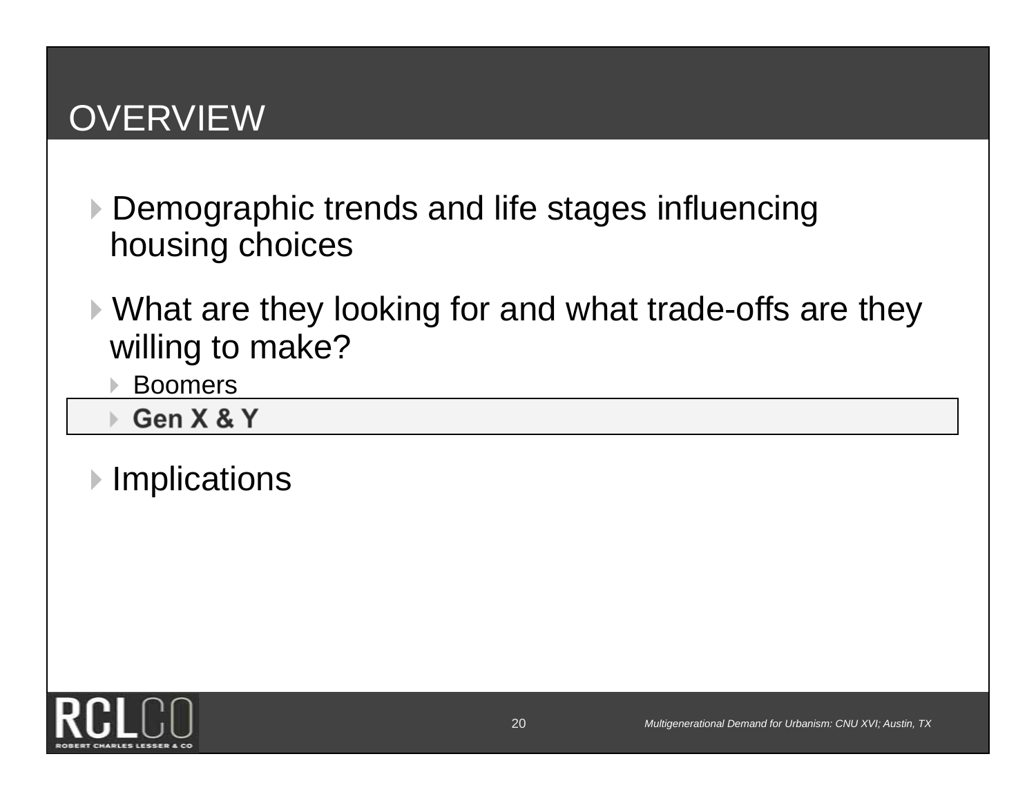# OVERVIEW

- Demographic trends and life stages influencing housing choices
- What are they looking for and what trade-offs are they willing to make?
  - Boomers
  - **Gen X & Y**
- Implications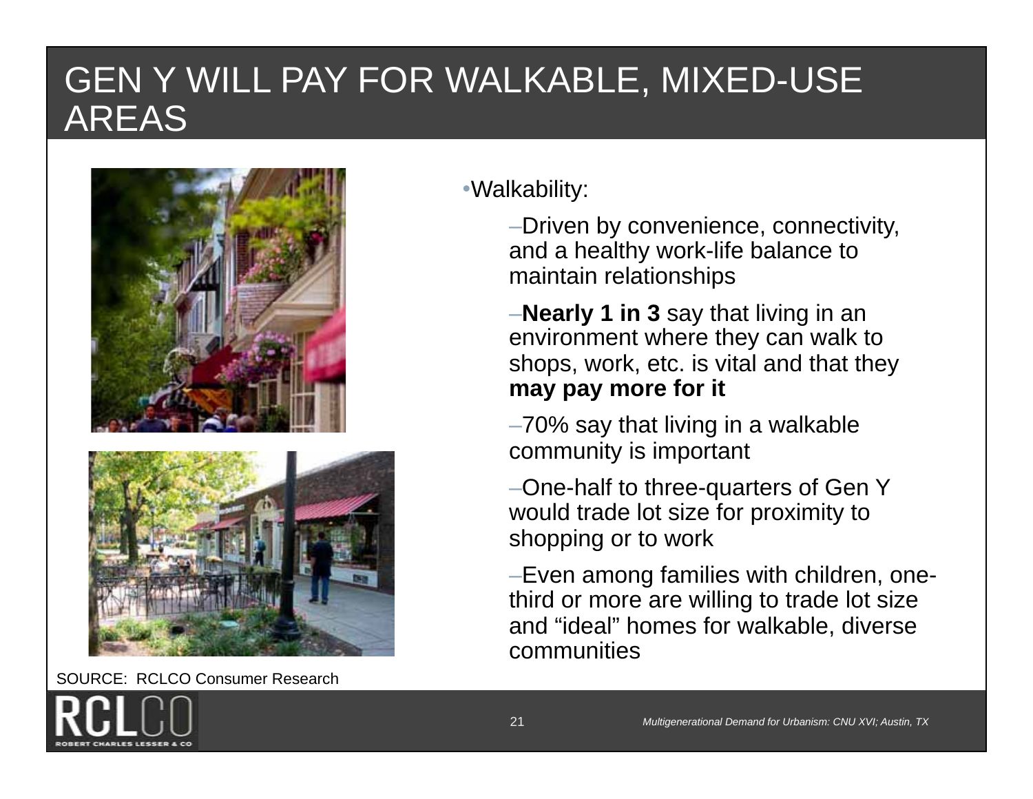# GEN Y WILL PAY FOR WALKABLE, MIXED-USE AREAS

- Walkability:
  - Driven by convenience, connectivity, and a healthy work-life balance to maintain relationships
  - **Nearly 1 in 3** say that living in an environment where they can walk to shops, work, etc. is vital and that they **may pay more for it**
  - 70% say that living in a walkable community is important
  - One-half to three-quarters of Gen Y would trade lot size for proximity to shopping or to work
  - Even among families with children, one-third or more are willing to trade lot size and "ideal" homes for walkable, diverse communities

SOURCE: RCLCO Consumer Research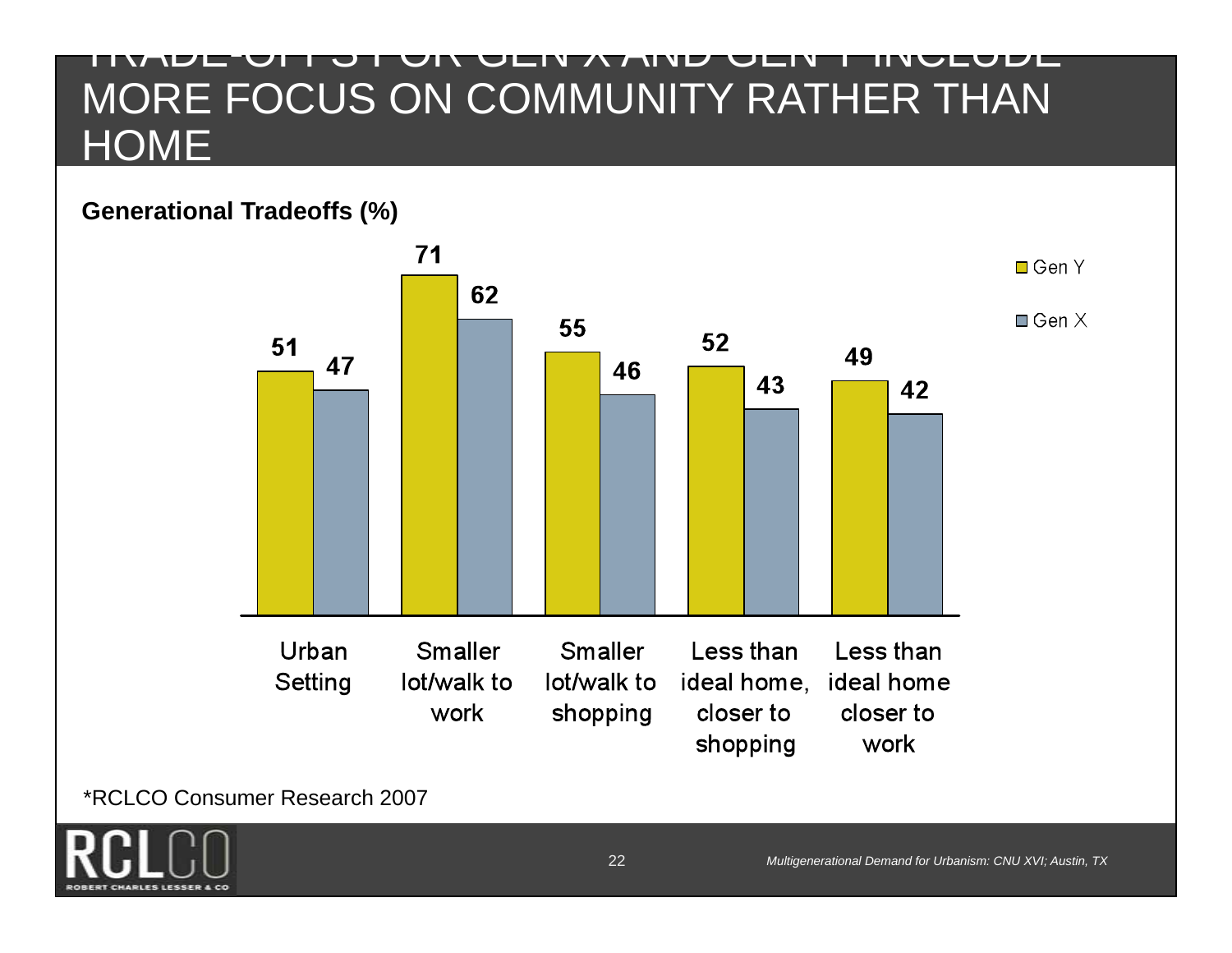# TRADE-OFFS FOR GEN X AND GEN Y INCLUDE MORE FOCUS ON COMMUNITY RATHER THAN HOME

**Generational Tradeoffs (%)**

| | Gen Y | Gen X |
|---|---|---|
| Urban Setting | 51 | 47 |
| Smaller lot/walk to work | 71 | 62 |
| Smaller lot/walk to shopping | 55 | 46 |
| Less than ideal home, closer to shopping | 52 | 43 |
| Less than ideal home closer to work | 49 | 42 |

*RCLCO Consumer Research 2007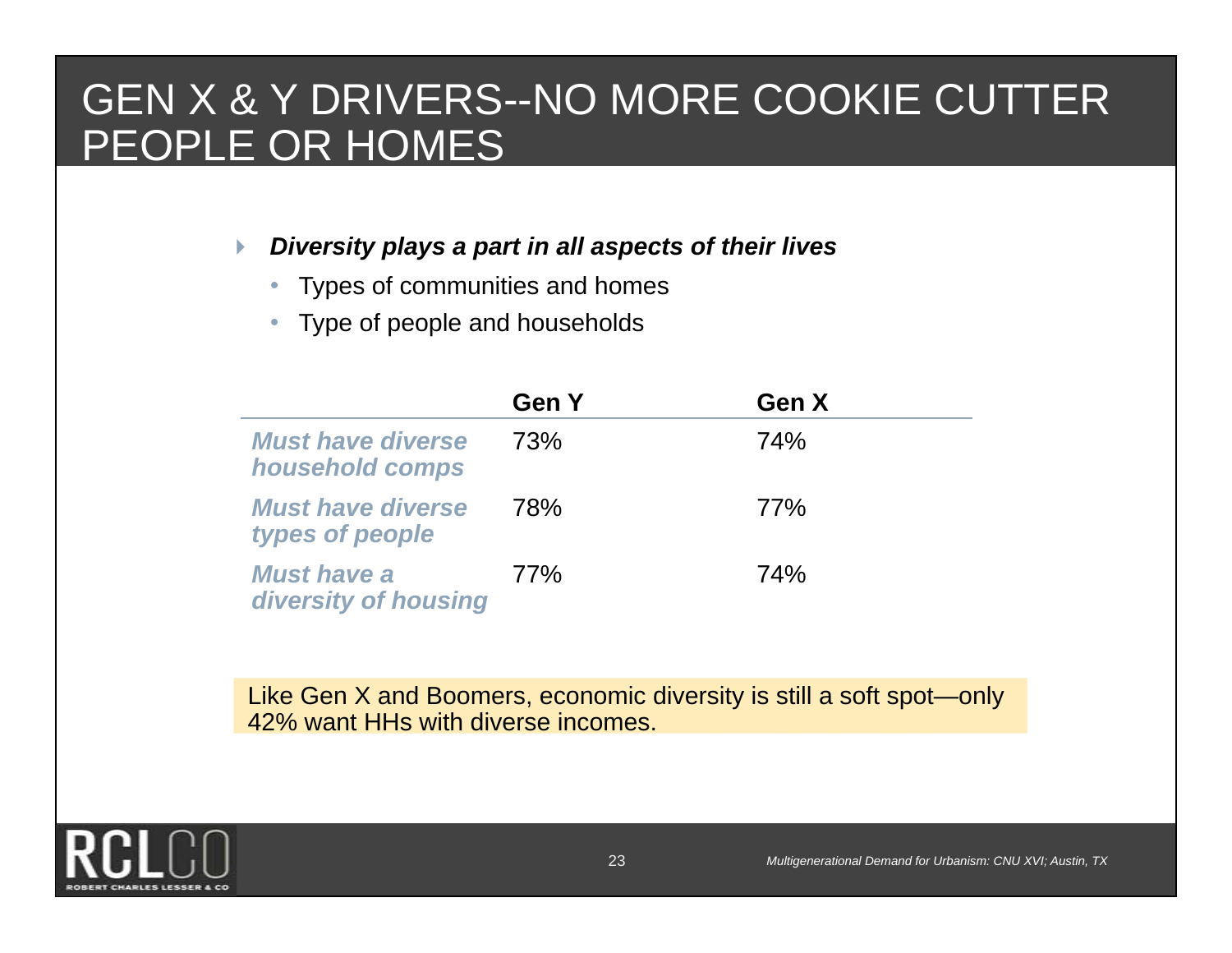# GEN X & Y DRIVERS--NO MORE COOKIE CUTTER PEOPLE OR HOMES

- ***Diversity plays a part in all aspects of their lives***
  - Types of communities and homes
  - Type of people and households

| | Gen Y | Gen X |
|---|---|---|
| ***Must have diverse household comps*** | 73% | 74% |
| ***Must have diverse types of people*** | 78% | 77% |
| ***Must have a diversity of housing*** | 77% | 74% |

Like Gen X and Boomers, economic diversity is still a soft spot—only 42% want HHs with diverse incomes.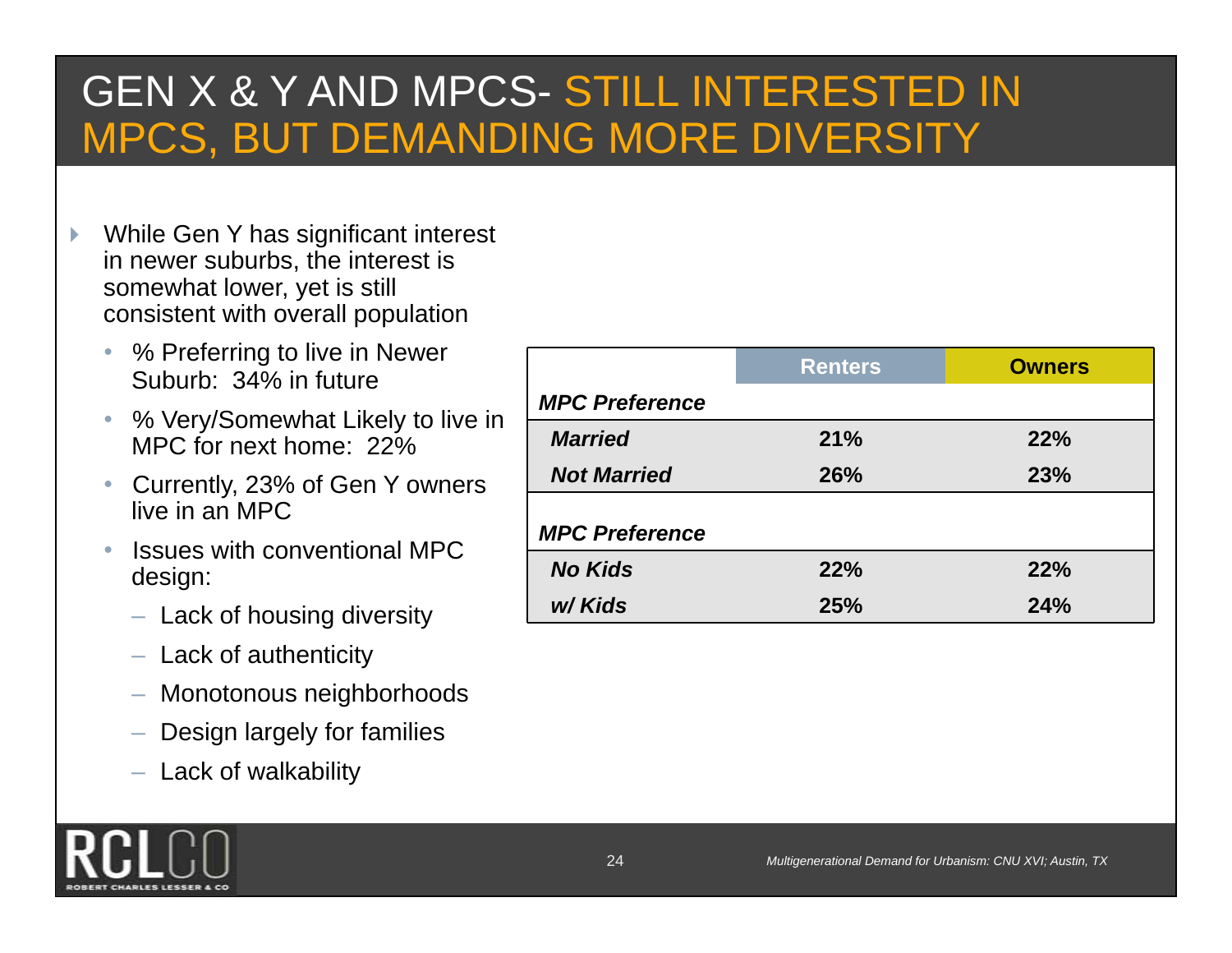# GEN X & Y AND MPCS- STILL INTERESTED IN MPCS, BUT DEMANDING MORE DIVERSITY

- While Gen Y has significant interest in newer suburbs, the interest is somewhat lower, yet is still consistent with overall population
  - % Preferring to live in Newer Suburb: 34% in future
  - % Very/Somewhat Likely to live in MPC for next home: 22%
  - Currently, 23% of Gen Y owners live in an MPC
  - Issues with conventional MPC design:
    - Lack of housing diversity
    - Lack of authenticity
    - Monotonous neighborhoods
    - Design largely for families
    - Lack of walkability

| | **Renters** | **Owners** |
|---|---|---|
| ***MPC Preference*** | | |
| ***Married*** | **21%** | **22%** |
| ***Not Married*** | **26%** | **23%** |
| ***MPC Preference*** | | |
| ***No Kids*** | **22%** | **22%** |
| ***w/ Kids*** | **25%** | **24%** |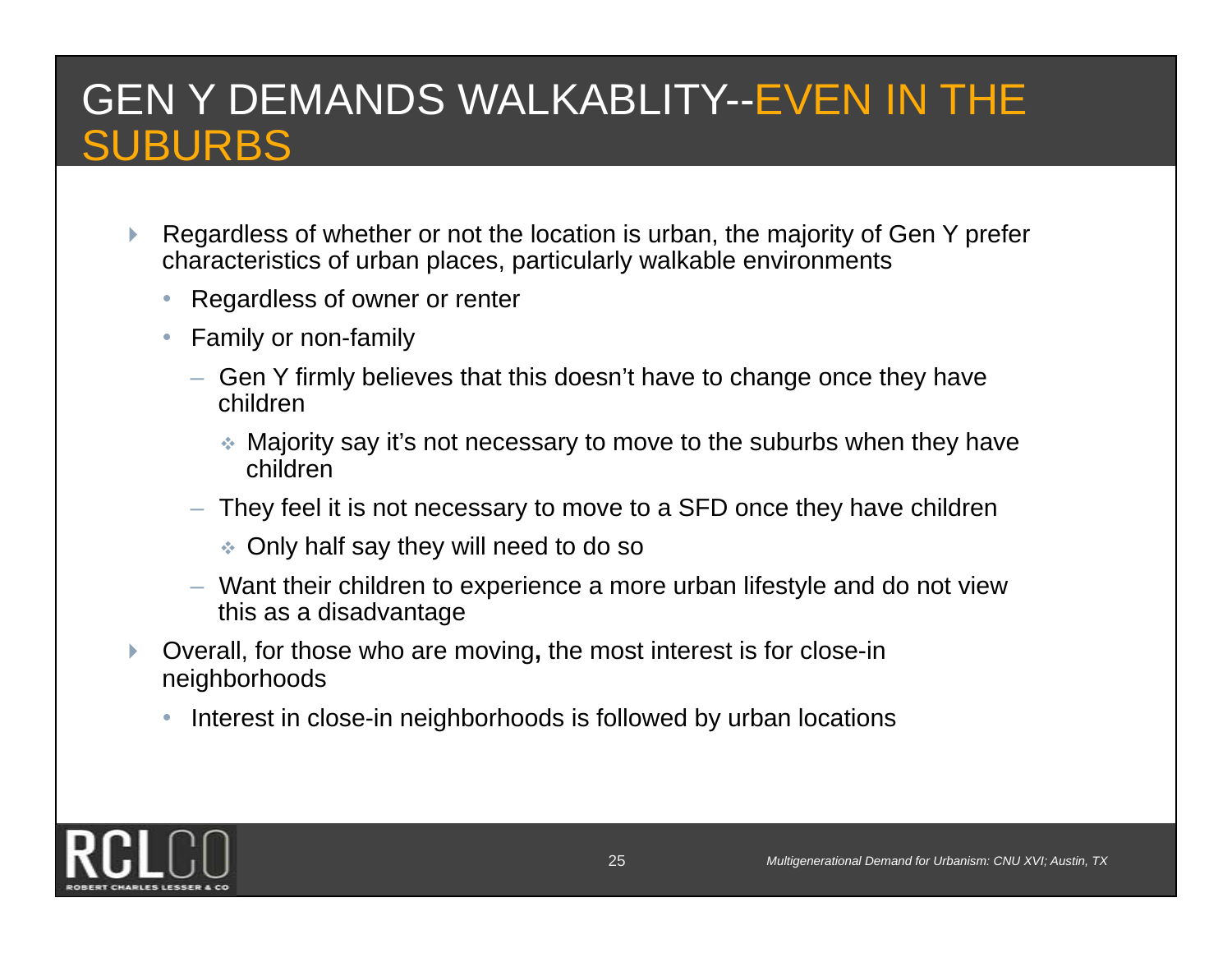# GEN Y DEMANDS WALKABLITY--EVEN IN THE SUBURBS

- Regardless of whether or not the location is urban, the majority of Gen Y prefer characteristics of urban places, particularly walkable environments
  - Regardless of owner or renter
  - Family or non-family
    - Gen Y firmly believes that this doesn't have to change once they have children
      - Majority say it's not necessary to move to the suburbs when they have children
    - They feel it is not necessary to move to a SFD once they have children
      - Only half say they will need to do so
    - Want their children to experience a more urban lifestyle and do not view this as a disadvantage
- Overall, for those who are moving**,** the most interest is for close-in neighborhoods
  - Interest in close-in neighborhoods is followed by urban locations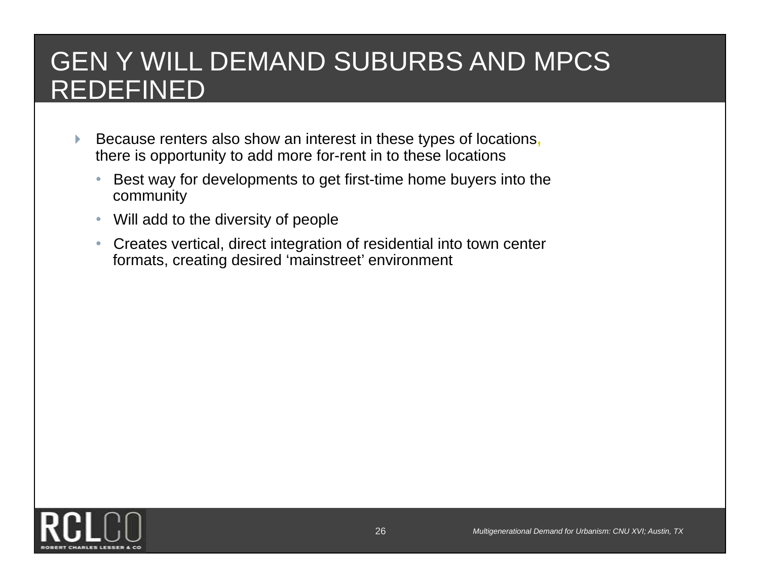# GEN Y WILL DEMAND SUBURBS AND MPCS REDEFINED

- Because renters also show an interest in these types of locations, there is opportunity to add more for-rent in to these locations
  - Best way for developments to get first-time home buyers into the community
  - Will add to the diversity of people
  - Creates vertical, direct integration of residential into town center formats, creating desired ‘mainstreet’ environment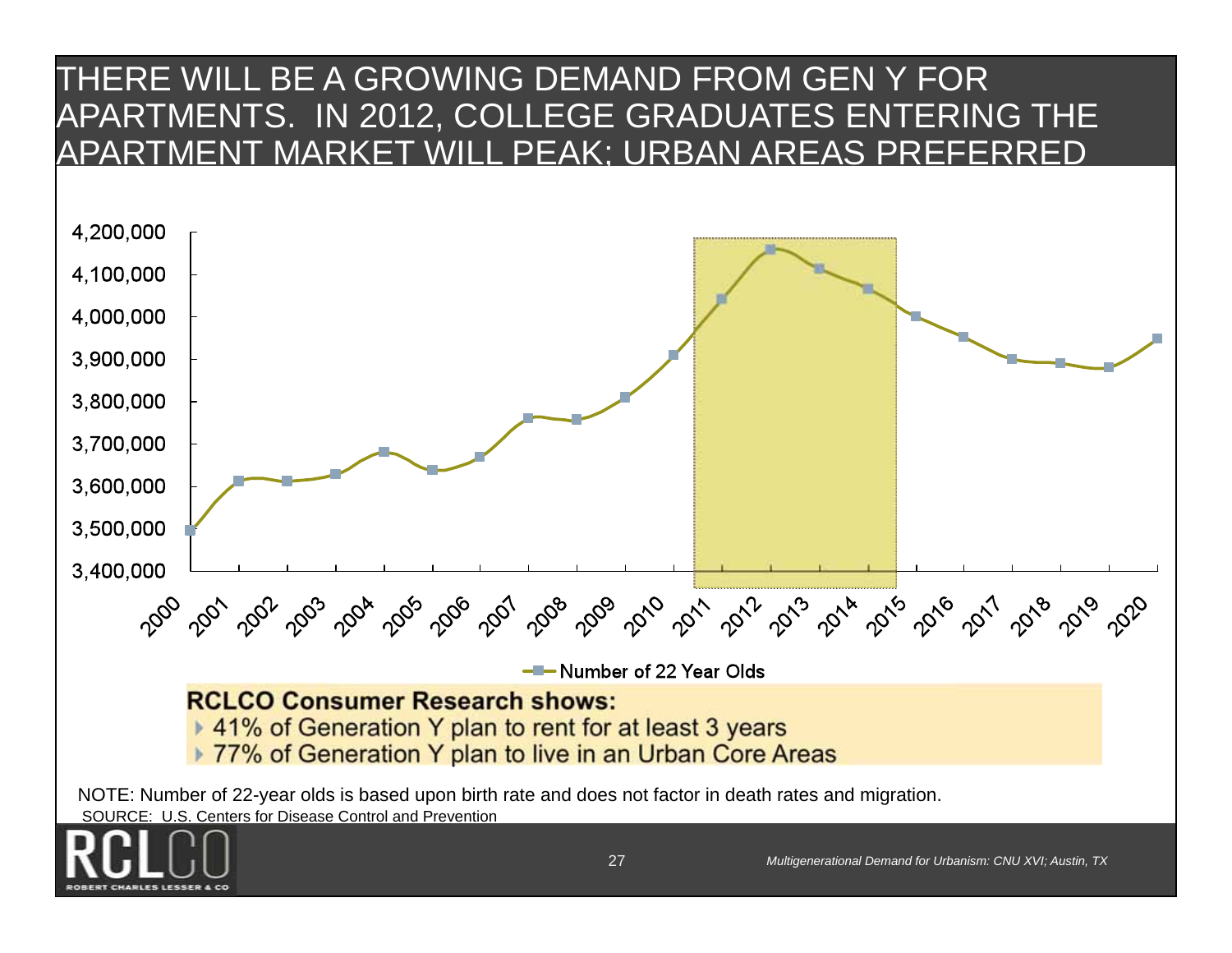# THERE WILL BE A GROWING DEMAND FROM GEN Y FOR APARTMENTS. IN 2012, COLLEGE GRADUATES ENTERING THE APARTMENT MARKET WILL PEAK; URBAN AREAS PREFERRED

**RCLCO Consumer Research shows:**

- 41% of Generation Y plan to rent for at least 3 years
- 77% of Generation Y plan to live in an Urban Core Areas

NOTE: Number of 22-year olds is based upon birth rate and does not factor in death rates and migration.

SOURCE: U.S. Centers for Disease Control and Prevention

*Multigenerational Demand for Urbanism: CNU XVI; Austin, TX*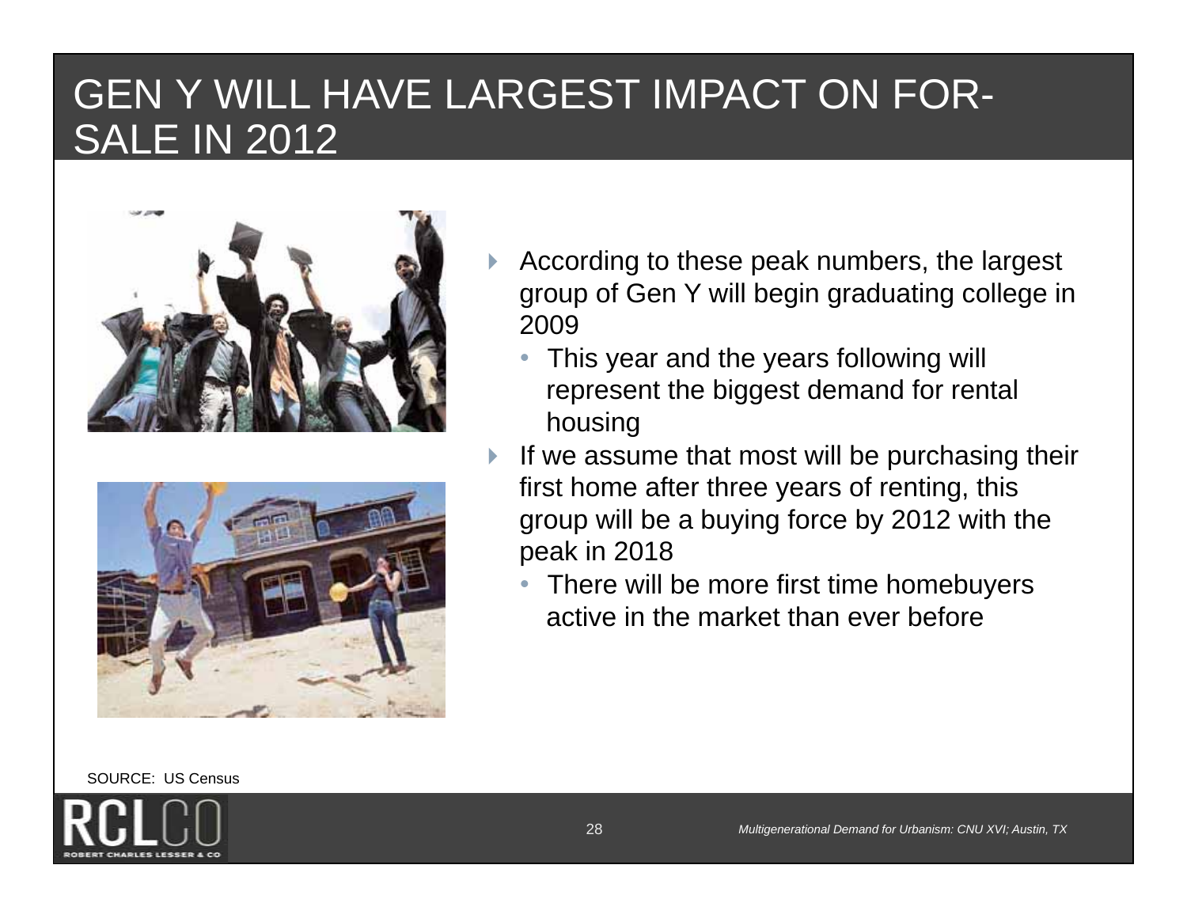# GEN Y WILL HAVE LARGEST IMPACT ON FOR-SALE IN 2012

- According to these peak numbers, the largest group of Gen Y will begin graduating college in 2009
  - This year and the years following will represent the biggest demand for rental housing
- If we assume that most will be purchasing their first home after three years of renting, this group will be a buying force by 2012 with the peak in 2018
  - There will be more first time homebuyers active in the market than ever before

SOURCE: US Census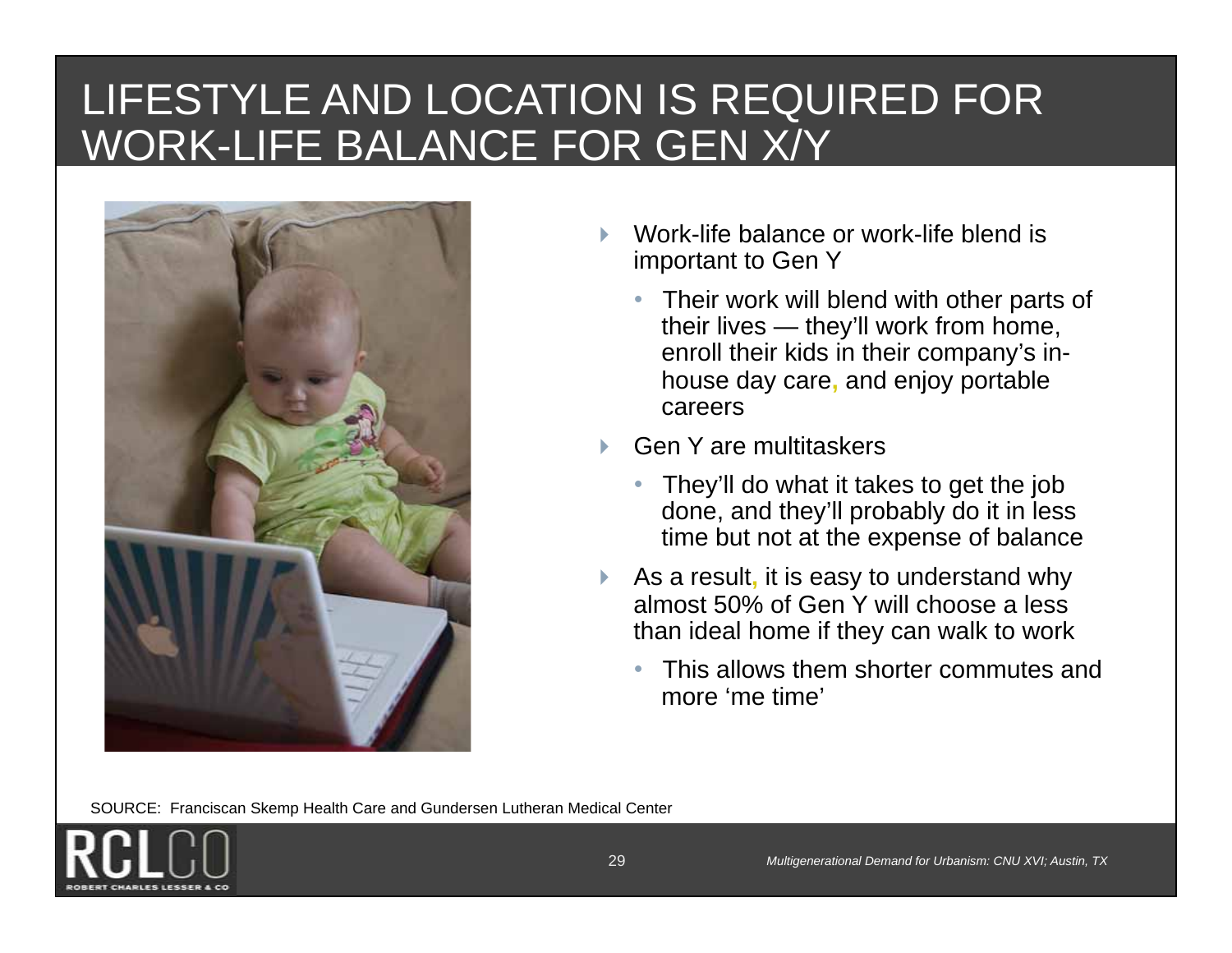# LIFESTYLE AND LOCATION IS REQUIRED FOR WORK-LIFE BALANCE FOR GEN X/Y

- Work-life balance or work-life blend is important to Gen Y
  - Their work will blend with other parts of their lives — they'll work from home, enroll their kids in their company's in-house day care, and enjoy portable careers
- Gen Y are multitaskers
  - They'll do what it takes to get the job done, and they'll probably do it in less time but not at the expense of balance
- As a result, it is easy to understand why almost 50% of Gen Y will choose a less than ideal home if they can walk to work
  - This allows them shorter commutes and more 'me time'

SOURCE: Franciscan Skemp Health Care and Gundersen Lutheran Medical Center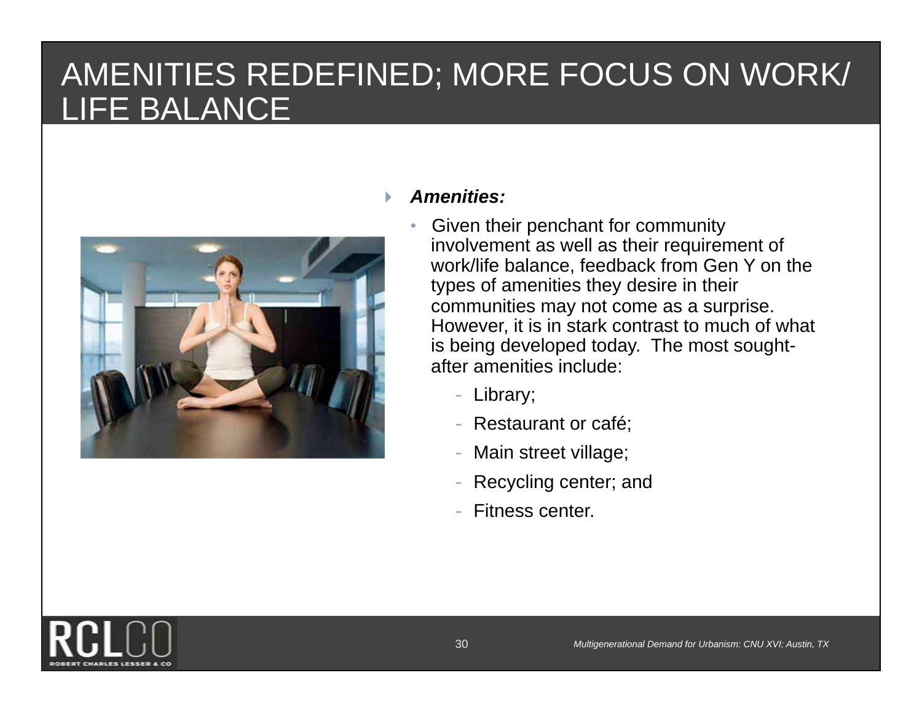# AMENITIES REDEFINED; MORE FOCUS ON WORK/ LIFE BALANCE

- ***Amenities:***
  - Given their penchant for community involvement as well as their requirement of work/life balance, feedback from Gen Y on the types of amenities they desire in their communities may not come as a surprise. However, it is in stark contrast to much of what is being developed today. The most sought-after amenities include:
    - Library;
    - Restaurant or café;
    - Main street village;
    - Recycling center; and
    - Fitness center.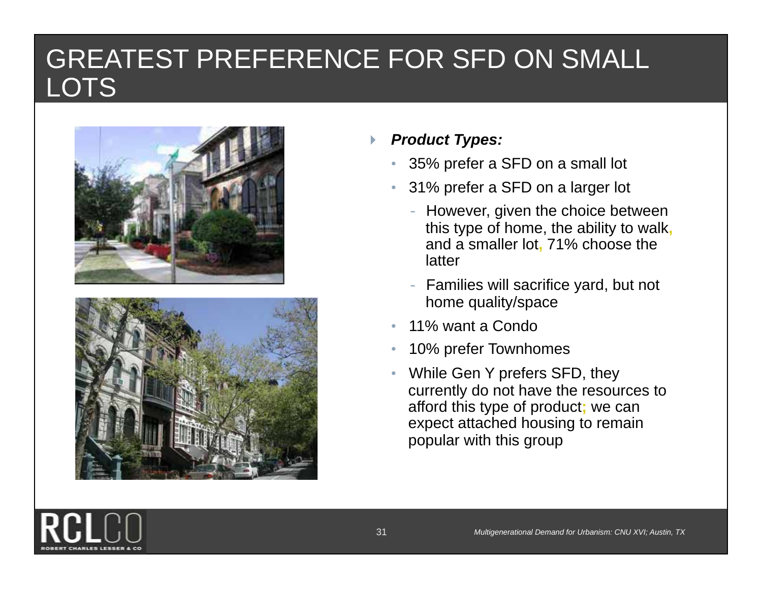# GREATEST PREFERENCE FOR SFD ON SMALL LOTS

- ***Product Types:***
  - 35% prefer a SFD on a small lot
  - 31% prefer a SFD on a larger lot
    - However, given the choice between this type of home, the ability to walk, and a smaller lot, 71% choose the latter
    - Families will sacrifice yard, but not home quality/space
  - 11% want a Condo
  - 10% prefer Townhomes
  - While Gen Y prefers SFD, they currently do not have the resources to afford this type of product; we can expect attached housing to remain popular with this group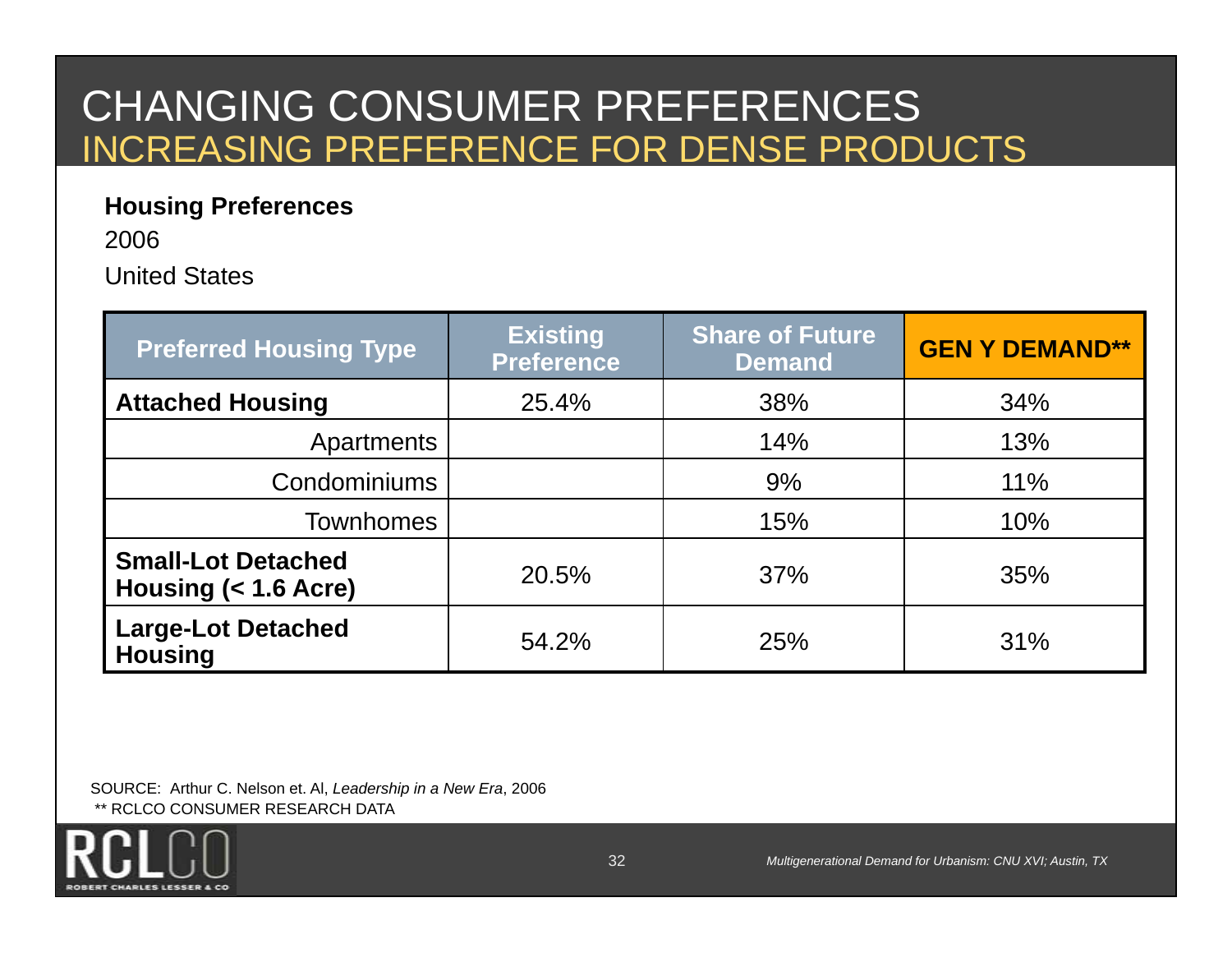# CHANGING CONSUMER PREFERENCES

## INCREASING PREFERENCE FOR DENSE PRODUCTS

**Housing Preferences**

2006

United States

| Preferred Housing Type | Existing Preference | Share of Future Demand | GEN Y DEMAND** |
|---|---|---|---|
| **Attached Housing** | 25.4% | 38% | 34% |
| Apartments | | 14% | 13% |
| Condominiums | | 9% | 11% |
| Townhomes | | 15% | 10% |
| **Small-Lot Detached Housing (< 1.6 Acre)** | 20.5% | 37% | 35% |
| **Large-Lot Detached Housing** | 54.2% | 25% | 31% |

SOURCE: Arthur C. Nelson et. Al, *Leadership in a New Era*, 2006

** RCLCO CONSUMER RESEARCH DATA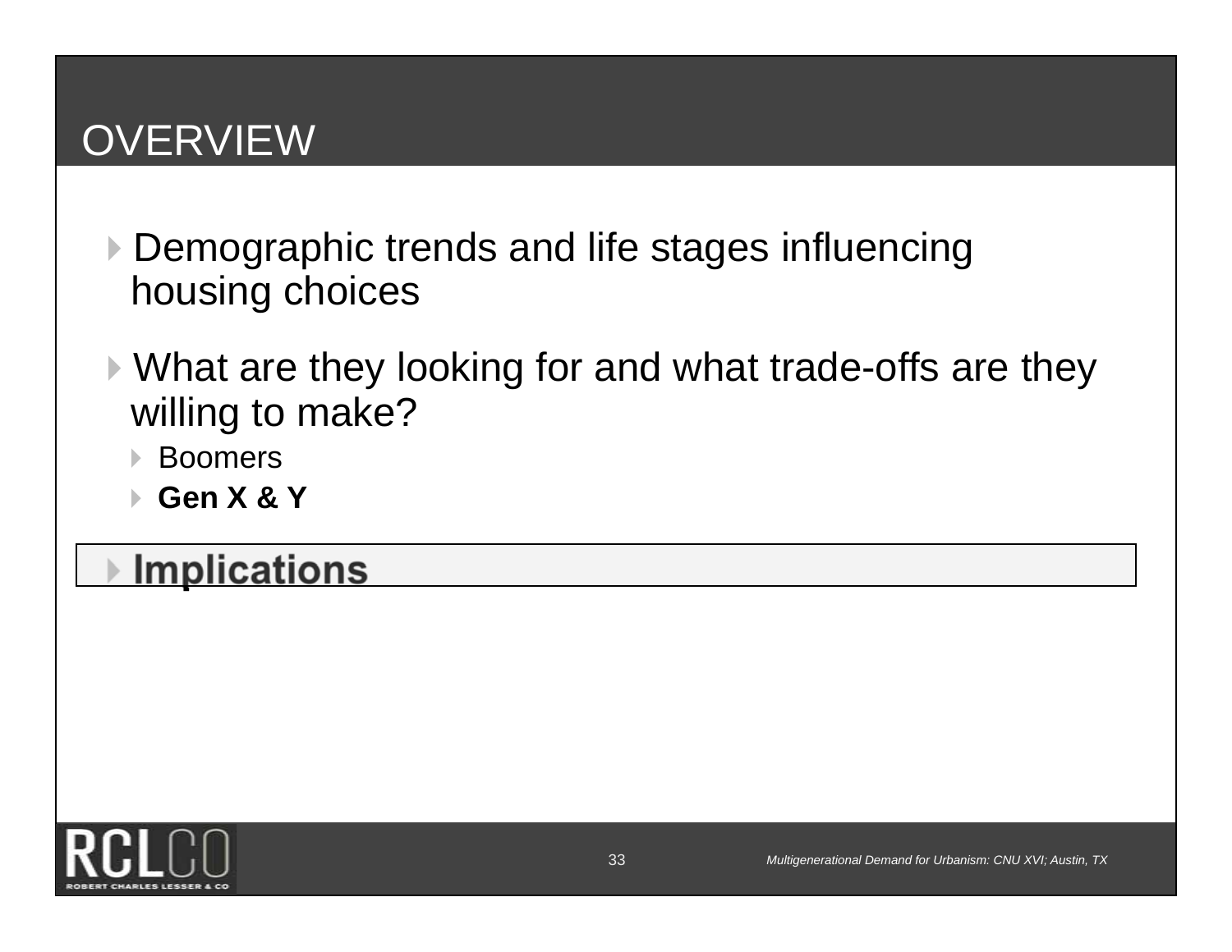# OVERVIEW

- Demographic trends and life stages influencing housing choices
- What are they looking for and what trade-offs are they willing to make?
  - Boomers
  - **Gen X & Y**
- **Implications**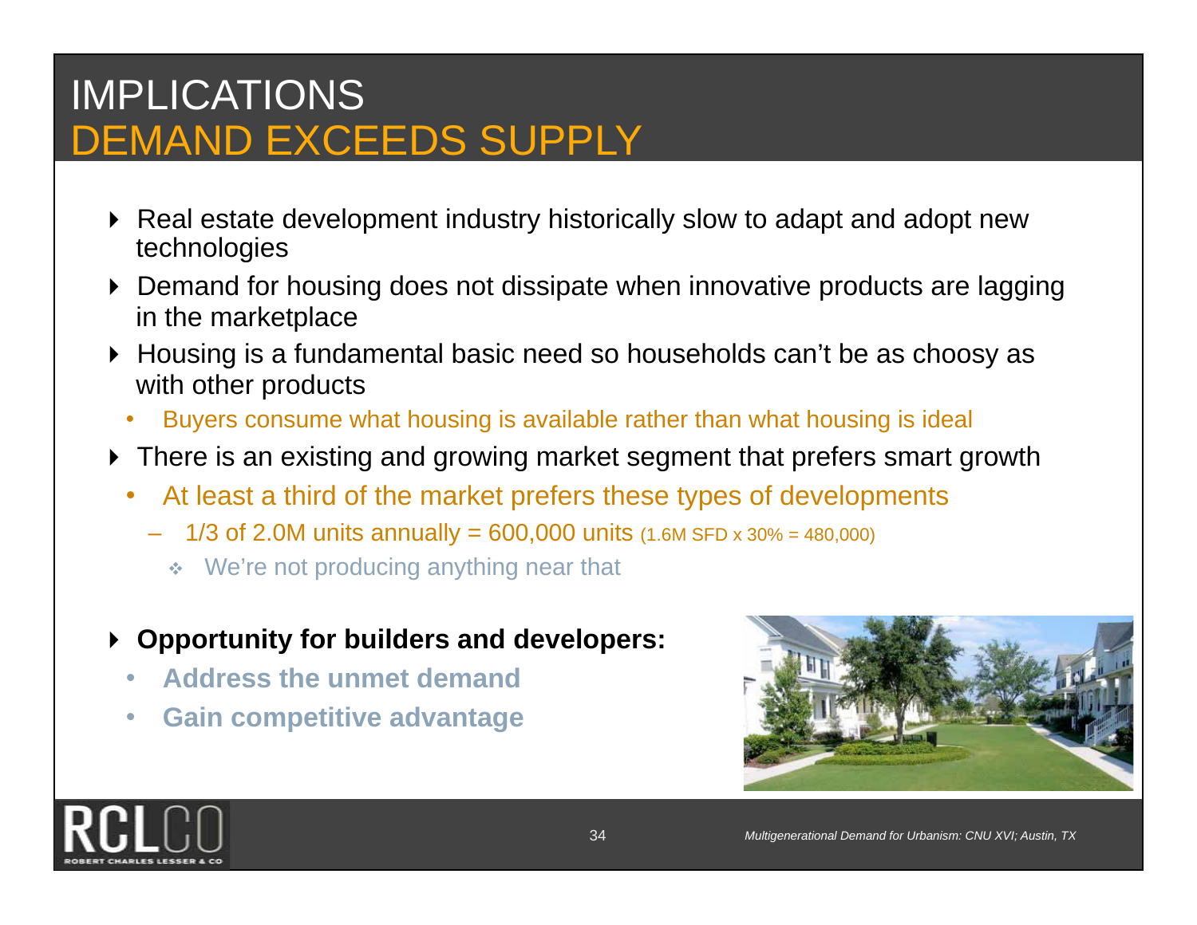# IMPLICATIONS
## DEMAND EXCEEDS SUPPLY

- Real estate development industry historically slow to adapt and adopt new technologies
- Demand for housing does not dissipate when innovative products are lagging in the marketplace
- Housing is a fundamental basic need so households can't be as choosy as with other products
  - Buyers consume what housing is available rather than what housing is ideal
- There is an existing and growing market segment that prefers smart growth
  - At least a third of the market prefers these types of developments
    - 1/3 of 2.0M units annually = 600,000 units (1.6M SFD x 30% = 480,000)
      - We're not producing anything near that

- **Opportunity for builders and developers:**
  - **Address the unmet demand**
  - **Gain competitive advantage**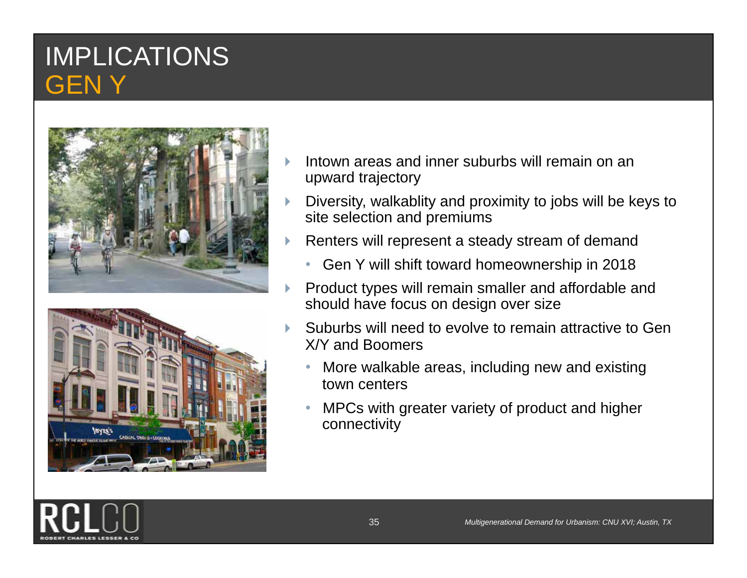# IMPLICATIONS
## GEN Y

- Intown areas and inner suburbs will remain on an upward trajectory
- Diversity, walkablity and proximity to jobs will be keys to site selection and premiums
- Renters will represent a steady stream of demand
  - Gen Y will shift toward homeownership in 2018
- Product types will remain smaller and affordable and should have focus on design over size
- Suburbs will need to evolve to remain attractive to Gen X/Y and Boomers
  - More walkable areas, including new and existing town centers
  - MPCs with greater variety of product and higher connectivity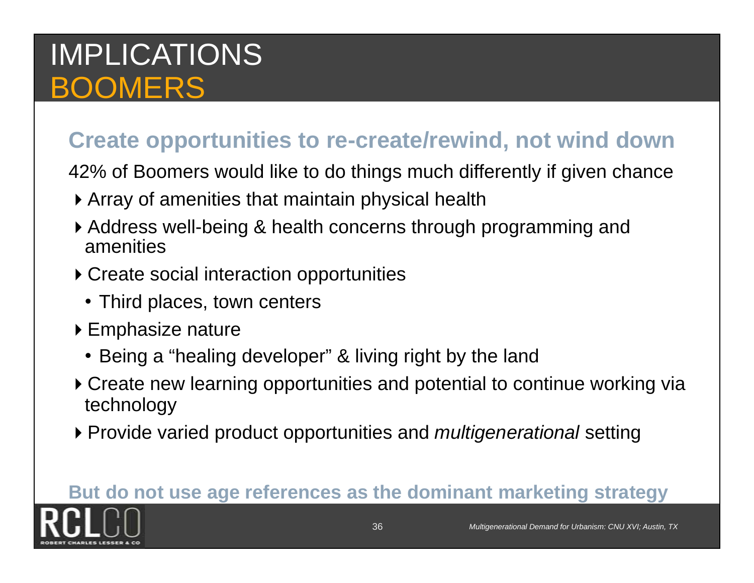# IMPLICATIONS
# BOOMERS

## Create opportunities to re-create/rewind, not wind down

42% of Boomers would like to do things much differently if given chance

- Array of amenities that maintain physical health
- Address well-being & health concerns through programming and amenities
- Create social interaction opportunities
  - Third places, town centers
- Emphasize nature
  - Being a "healing developer" & living right by the land
- Create new learning opportunities and potential to continue working via technology
- Provide varied product opportunities and *multigenerational* setting

**But do not use age references as the dominant marketing strategy**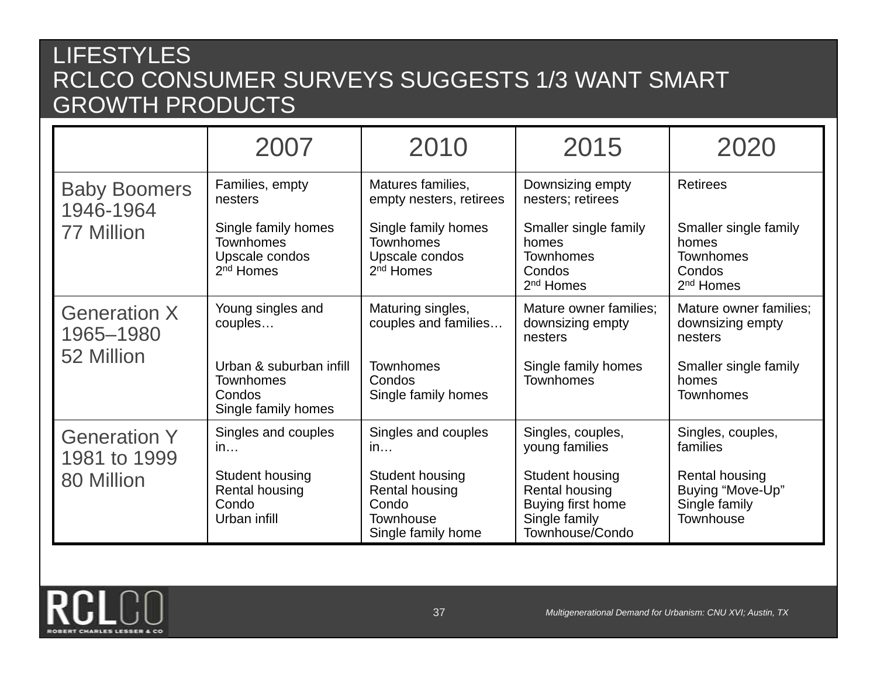# LIFESTYLES
# RCLCO CONSUMER SURVEYS SUGGESTS 1/3 WANT SMART GROWTH PRODUCTS

| | 2007 | 2010 | 2015 | 2020 |
|---|---|---|---|---|
| Baby Boomers<br>1946-1964<br>77 Million | Families, empty nesters<br><br>Single family homes<br>Townhomes<br>Upscale condos<br>2nd Homes | Matures families, empty nesters, retirees<br><br>Single family homes<br>Townhomes<br>Upscale condos<br>2nd Homes | Downsizing empty nesters; retirees<br><br>Smaller single family homes<br>Townhomes<br>Condos<br>2nd Homes | Retirees<br><br>Smaller single family homes<br>Townhomes<br>Condos<br>2nd Homes |
| Generation X<br>1965–1980<br>52 Million | Young singles and couples…<br><br>Urban & suburban infill<br>Townhomes<br>Condos<br>Single family homes | Maturing singles, couples and families…<br><br>Townhomes<br>Condos<br>Single family homes | Mature owner families; downsizing empty nesters<br><br>Single family homes<br>Townhomes | Mature owner families; downsizing empty nesters<br><br>Smaller single family homes<br>Townhomes |
| Generation Y<br>1981 to 1999<br>80 Million | Singles and couples in…<br><br>Student housing<br>Rental housing<br>Condo<br>Urban infill | Singles and couples in…<br><br>Student housing<br>Rental housing<br>Condo<br>Townhouse<br>Single family home | Singles, couples, young families<br><br>Student housing<br>Rental housing<br>Buying first home<br>Single family<br>Townhouse/Condo | Singles, couples, families<br><br>Rental housing<br>Buying "Move-Up"<br>Single family<br>Townhouse |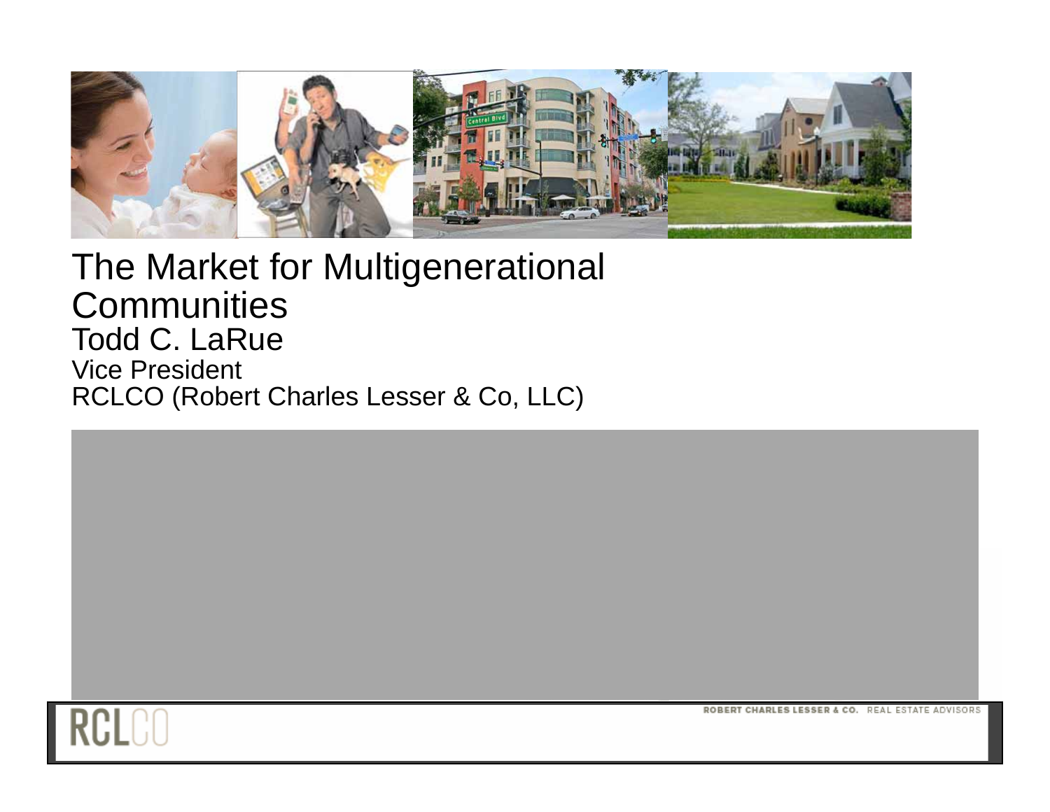# The Market for Multigenerational Communities

Todd C. LaRue

Vice President

RCLCO (Robert Charles Lesser & Co, LLC)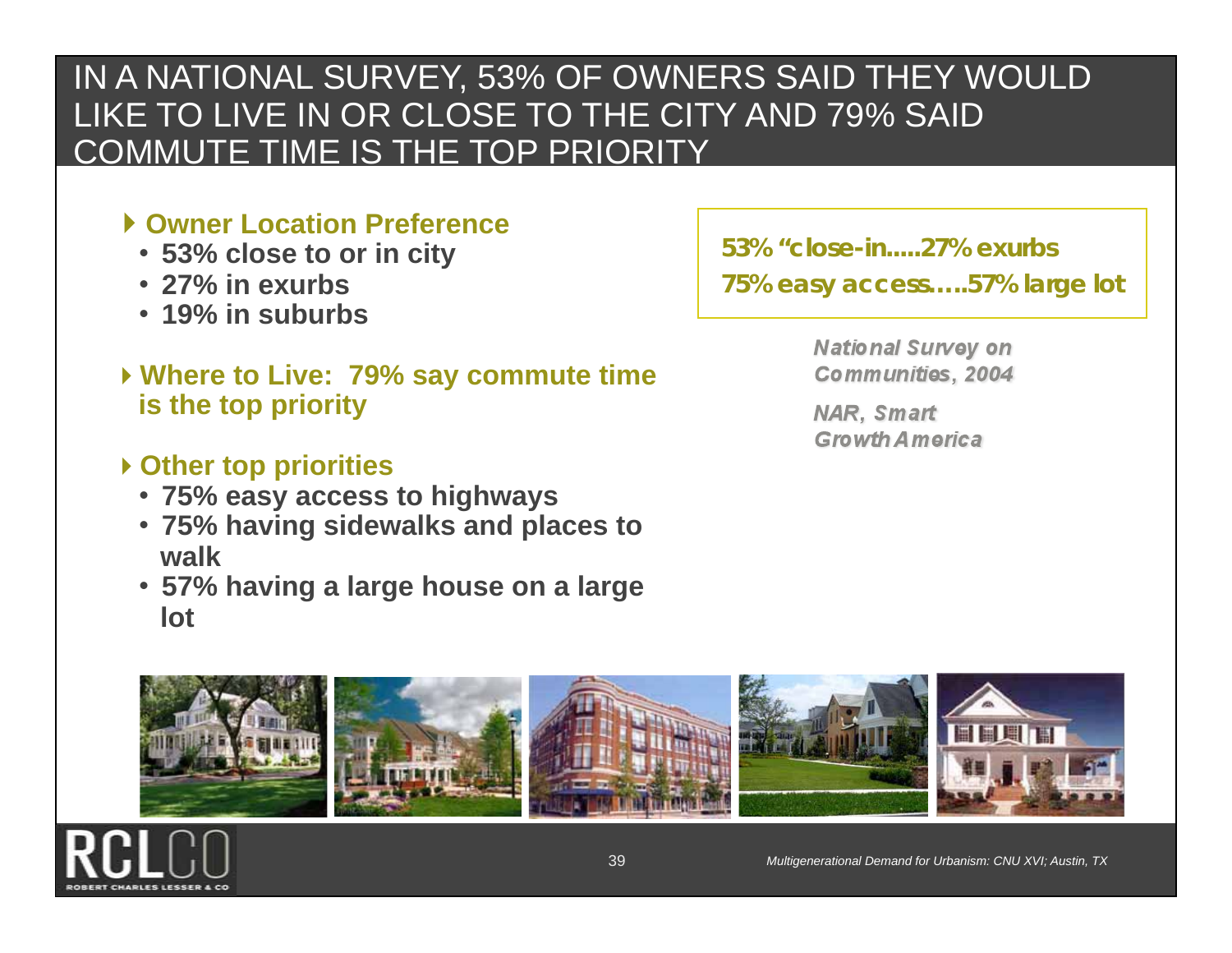# IN A NATIONAL SURVEY, 53% OF OWNERS SAID THEY WOULD LIKE TO LIVE IN OR CLOSE TO THE CITY AND 79% SAID COMMUTE TIME IS THE TOP PRIORITY

- **Owner Location Preference**
  - **53% close to or in city**
  - **27% in exurbs**
  - **19% in suburbs**
- **Where to Live: 79% say commute time is the top priority**
- **Other top priorities**
  - **75% easy access to highways**
  - **75% having sidewalks and places to walk**
  - **57% having a large house on a large lot**

**53% "close-in.....27% exurbs**

**75% easy access.....57% large lot**

*National Survey on Communities, 2004*

*NAR, Smart Growth America*

*Multigenerational Demand for Urbanism: CNU XVI; Austin, TX*